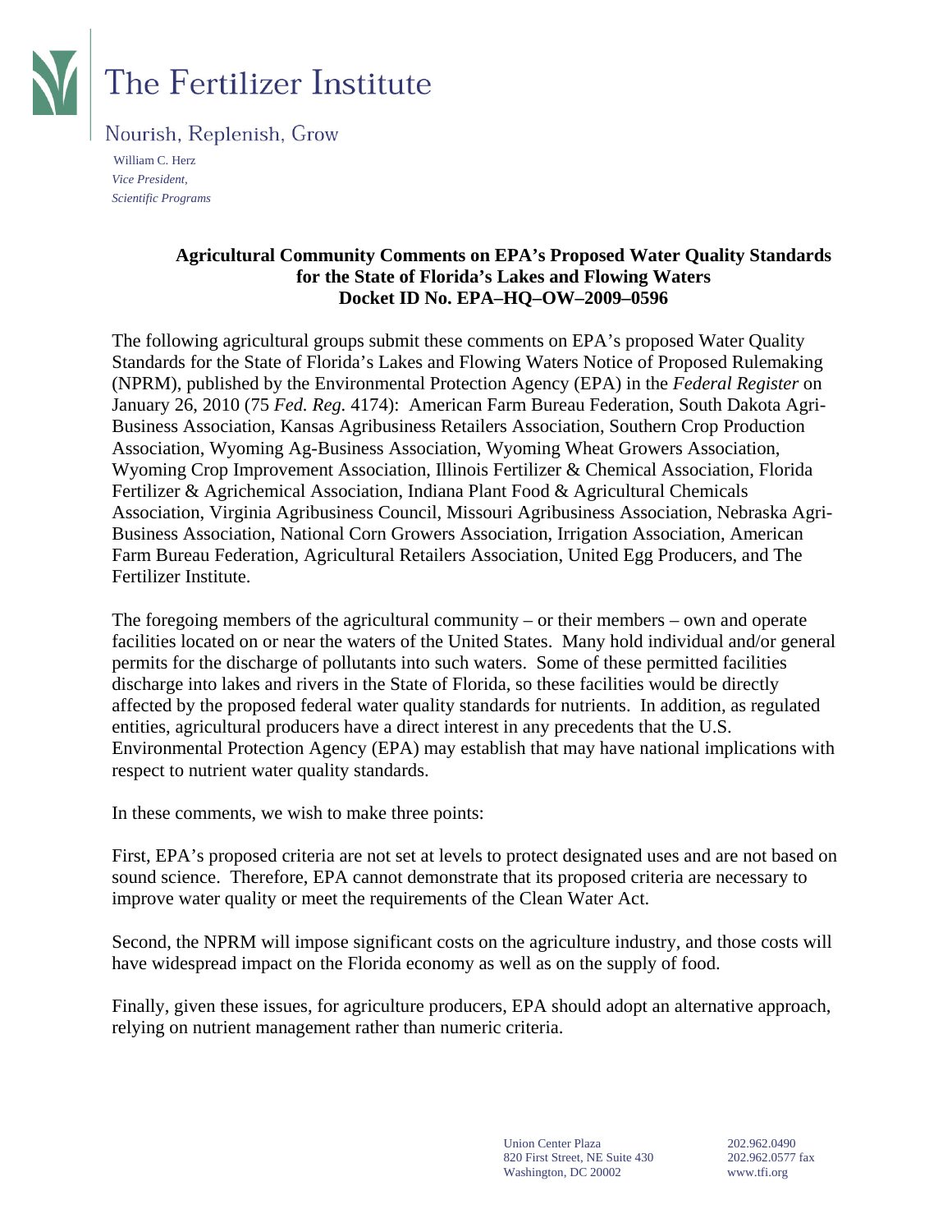# The Fertilizer Institute

Nourish, Replenish, Grow

William C. Herz
*Vice President,*
*Scientific Programs*

**Agricultural Community Comments on EPA's Proposed Water Quality Standards for the State of Florida's Lakes and Flowing Waters**
**Docket ID No. EPA–HQ–OW–2009–0596**

The following agricultural groups submit these comments on EPA's proposed Water Quality Standards for the State of Florida's Lakes and Flowing Waters Notice of Proposed Rulemaking (NPRM), published by the Environmental Protection Agency (EPA) in the *Federal Register* on January 26, 2010 (75 *Fed. Reg.* 4174): American Farm Bureau Federation, South Dakota Agri-Business Association, Kansas Agribusiness Retailers Association, Southern Crop Production Association, Wyoming Ag-Business Association, Wyoming Wheat Growers Association, Wyoming Crop Improvement Association, Illinois Fertilizer & Chemical Association, Florida Fertilizer & Agrichemical Association, Indiana Plant Food & Agricultural Chemicals Association, Virginia Agribusiness Council, Missouri Agribusiness Association, Nebraska Agri-Business Association, National Corn Growers Association, Irrigation Association, American Farm Bureau Federation, Agricultural Retailers Association, United Egg Producers, and The Fertilizer Institute.

The foregoing members of the agricultural community – or their members – own and operate facilities located on or near the waters of the United States. Many hold individual and/or general permits for the discharge of pollutants into such waters. Some of these permitted facilities discharge into lakes and rivers in the State of Florida, so these facilities would be directly affected by the proposed federal water quality standards for nutrients. In addition, as regulated entities, agricultural producers have a direct interest in any precedents that the U.S. Environmental Protection Agency (EPA) may establish that may have national implications with respect to nutrient water quality standards.

In these comments, we wish to make three points:

First, EPA's proposed criteria are not set at levels to protect designated uses and are not based on sound science. Therefore, EPA cannot demonstrate that its proposed criteria are necessary to improve water quality or meet the requirements of the Clean Water Act.

Second, the NPRM will impose significant costs on the agriculture industry, and those costs will have widespread impact on the Florida economy as well as on the supply of food.

Finally, given these issues, for agriculture producers, EPA should adopt an alternative approach, relying on nutrient management rather than numeric criteria.

Union Center Plaza
820 First Street, NE Suite 430
Washington, DC 20002

202.962.0490
202.962.0577 fax
www.tfi.org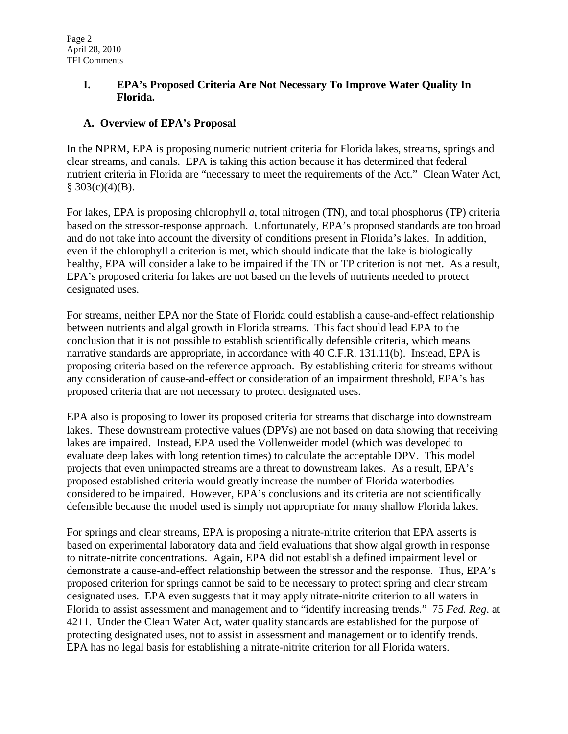## I. EPA's Proposed Criteria Are Not Necessary To Improve Water Quality In Florida.

### A. Overview of EPA's Proposal

In the NPRM, EPA is proposing numeric nutrient criteria for Florida lakes, streams, springs and clear streams, and canals. EPA is taking this action because it has determined that federal nutrient criteria in Florida are "necessary to meet the requirements of the Act." Clean Water Act, § 303(c)(4)(B).

For lakes, EPA is proposing chlorophyll *a*, total nitrogen (TN), and total phosphorus (TP) criteria based on the stressor-response approach. Unfortunately, EPA's proposed standards are too broad and do not take into account the diversity of conditions present in Florida's lakes. In addition, even if the chlorophyll a criterion is met, which should indicate that the lake is biologically healthy, EPA will consider a lake to be impaired if the TN or TP criterion is not met. As a result, EPA's proposed criteria for lakes are not based on the levels of nutrients needed to protect designated uses.

For streams, neither EPA nor the State of Florida could establish a cause-and-effect relationship between nutrients and algal growth in Florida streams. This fact should lead EPA to the conclusion that it is not possible to establish scientifically defensible criteria, which means narrative standards are appropriate, in accordance with 40 C.F.R. 131.11(b). Instead, EPA is proposing criteria based on the reference approach. By establishing criteria for streams without any consideration of cause-and-effect or consideration of an impairment threshold, EPA's has proposed criteria that are not necessary to protect designated uses.

EPA also is proposing to lower its proposed criteria for streams that discharge into downstream lakes. These downstream protective values (DPVs) are not based on data showing that receiving lakes are impaired. Instead, EPA used the Vollenweider model (which was developed to evaluate deep lakes with long retention times) to calculate the acceptable DPV. This model projects that even unimpacted streams are a threat to downstream lakes. As a result, EPA's proposed established criteria would greatly increase the number of Florida waterbodies considered to be impaired. However, EPA's conclusions and its criteria are not scientifically defensible because the model used is simply not appropriate for many shallow Florida lakes.

For springs and clear streams, EPA is proposing a nitrate-nitrite criterion that EPA asserts is based on experimental laboratory data and field evaluations that show algal growth in response to nitrate-nitrite concentrations. Again, EPA did not establish a defined impairment level or demonstrate a cause-and-effect relationship between the stressor and the response. Thus, EPA's proposed criterion for springs cannot be said to be necessary to protect spring and clear stream designated uses. EPA even suggests that it may apply nitrate-nitrite criterion to all waters in Florida to assist assessment and management and to "identify increasing trends." 75 *Fed. Reg*. at 4211. Under the Clean Water Act, water quality standards are established for the purpose of protecting designated uses, not to assist in assessment and management or to identify trends. EPA has no legal basis for establishing a nitrate-nitrite criterion for all Florida waters.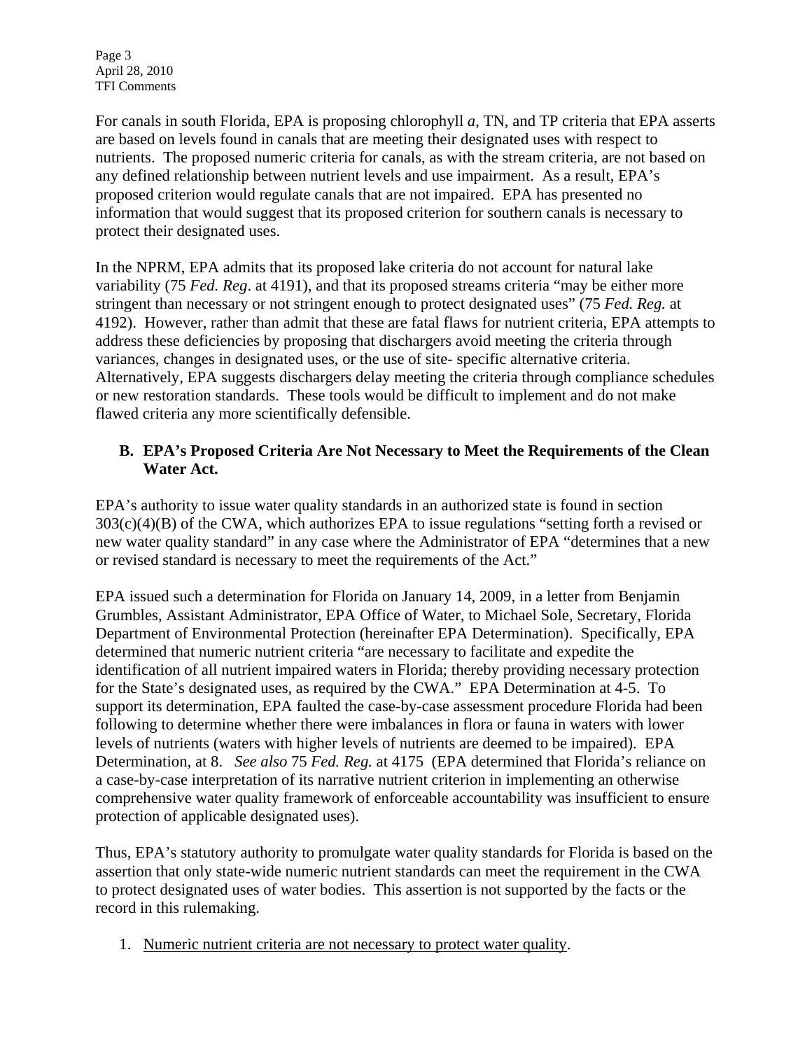For canals in south Florida, EPA is proposing chlorophyll *a*, TN, and TP criteria that EPA asserts are based on levels found in canals that are meeting their designated uses with respect to nutrients. The proposed numeric criteria for canals, as with the stream criteria, are not based on any defined relationship between nutrient levels and use impairment. As a result, EPA's proposed criterion would regulate canals that are not impaired. EPA has presented no information that would suggest that its proposed criterion for southern canals is necessary to protect their designated uses.

In the NPRM, EPA admits that its proposed lake criteria do not account for natural lake variability (75 *Fed. Reg*. at 4191), and that its proposed streams criteria "may be either more stringent than necessary or not stringent enough to protect designated uses" (75 *Fed. Reg.* at 4192). However, rather than admit that these are fatal flaws for nutrient criteria, EPA attempts to address these deficiencies by proposing that dischargers avoid meeting the criteria through variances, changes in designated uses, or the use of site- specific alternative criteria. Alternatively, EPA suggests dischargers delay meeting the criteria through compliance schedules or new restoration standards. These tools would be difficult to implement and do not make flawed criteria any more scientifically defensible.

**B. EPA's Proposed Criteria Are Not Necessary to Meet the Requirements of the Clean Water Act.**

EPA's authority to issue water quality standards in an authorized state is found in section 303(c)(4)(B) of the CWA, which authorizes EPA to issue regulations "setting forth a revised or new water quality standard" in any case where the Administrator of EPA "determines that a new or revised standard is necessary to meet the requirements of the Act."

EPA issued such a determination for Florida on January 14, 2009, in a letter from Benjamin Grumbles, Assistant Administrator, EPA Office of Water, to Michael Sole, Secretary, Florida Department of Environmental Protection (hereinafter EPA Determination). Specifically, EPA determined that numeric nutrient criteria "are necessary to facilitate and expedite the identification of all nutrient impaired waters in Florida; thereby providing necessary protection for the State's designated uses, as required by the CWA." EPA Determination at 4-5. To support its determination, EPA faulted the case-by-case assessment procedure Florida had been following to determine whether there were imbalances in flora or fauna in waters with lower levels of nutrients (waters with higher levels of nutrients are deemed to be impaired). EPA Determination, at 8. *See also* 75 *Fed. Reg.* at 4175 (EPA determined that Florida's reliance on a case-by-case interpretation of its narrative nutrient criterion in implementing an otherwise comprehensive water quality framework of enforceable accountability was insufficient to ensure protection of applicable designated uses).

Thus, EPA's statutory authority to promulgate water quality standards for Florida is based on the assertion that only state-wide numeric nutrient standards can meet the requirement in the CWA to protect designated uses of water bodies. This assertion is not supported by the facts or the record in this rulemaking.

1. <u>Numeric nutrient criteria are not necessary to protect water quality</u>.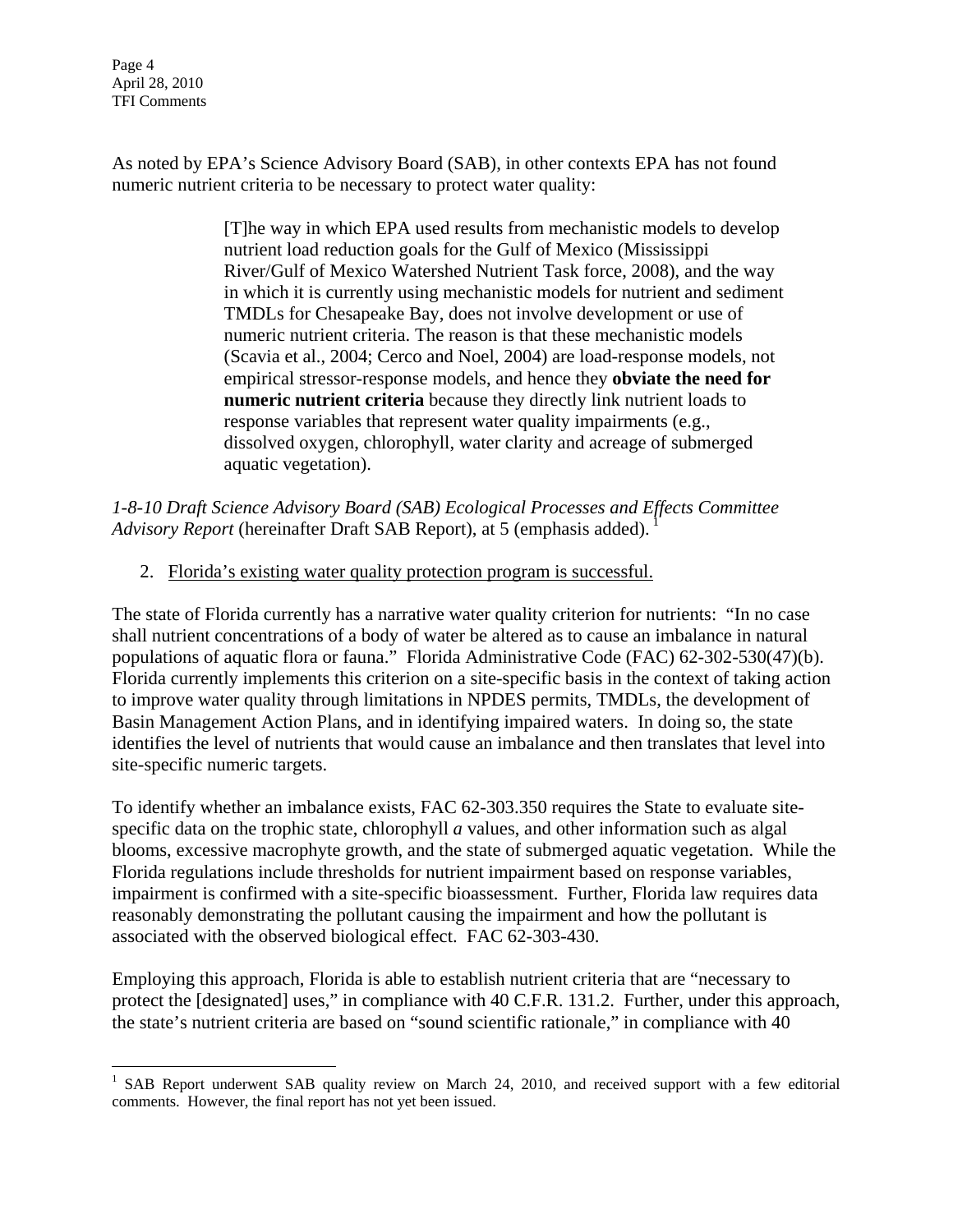As noted by EPA's Science Advisory Board (SAB), in other contexts EPA has not found numeric nutrient criteria to be necessary to protect water quality:

> [T]he way in which EPA used results from mechanistic models to develop nutrient load reduction goals for the Gulf of Mexico (Mississippi River/Gulf of Mexico Watershed Nutrient Task force, 2008), and the way in which it is currently using mechanistic models for nutrient and sediment TMDLs for Chesapeake Bay, does not involve development or use of numeric nutrient criteria. The reason is that these mechanistic models (Scavia et al., 2004; Cerco and Noel, 2004) are load-response models, not empirical stressor-response models, and hence they **obviate the need for numeric nutrient criteria** because they directly link nutrient loads to response variables that represent water quality impairments (e.g., dissolved oxygen, chlorophyll, water clarity and acreage of submerged aquatic vegetation).

*1-8-10 Draft Science Advisory Board (SAB) Ecological Processes and Effects Committee Advisory Report* (hereinafter Draft SAB Report), at 5 (emphasis added).[1]

2. Florida's existing water quality protection program is successful.

The state of Florida currently has a narrative water quality criterion for nutrients: "In no case shall nutrient concentrations of a body of water be altered as to cause an imbalance in natural populations of aquatic flora or fauna." Florida Administrative Code (FAC) 62-302-530(47)(b). Florida currently implements this criterion on a site-specific basis in the context of taking action to improve water quality through limitations in NPDES permits, TMDLs, the development of Basin Management Action Plans, and in identifying impaired waters. In doing so, the state identifies the level of nutrients that would cause an imbalance and then translates that level into site-specific numeric targets.

To identify whether an imbalance exists, FAC 62-303.350 requires the State to evaluate site-specific data on the trophic state, chlorophyll *a* values, and other information such as algal blooms, excessive macrophyte growth, and the state of submerged aquatic vegetation. While the Florida regulations include thresholds for nutrient impairment based on response variables, impairment is confirmed with a site-specific bioassessment. Further, Florida law requires data reasonably demonstrating the pollutant causing the impairment and how the pollutant is associated with the observed biological effect. FAC 62-303-430.

Employing this approach, Florida is able to establish nutrient criteria that are "necessary to protect the [designated] uses," in compliance with 40 C.F.R. 131.2. Further, under this approach, the state's nutrient criteria are based on "sound scientific rationale," in compliance with 40

---

[1] SAB Report underwent SAB quality review on March 24, 2010, and received support with a few editorial comments. However, the final report has not yet been issued.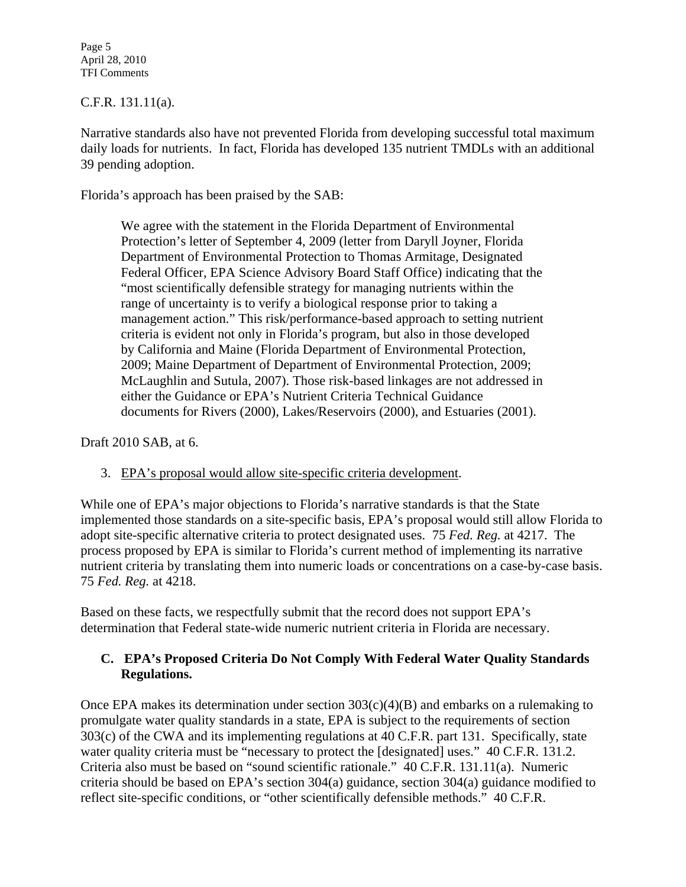C.F.R. 131.11(a).

Narrative standards also have not prevented Florida from developing successful total maximum daily loads for nutrients. In fact, Florida has developed 135 nutrient TMDLs with an additional 39 pending adoption.

Florida's approach has been praised by the SAB:

> We agree with the statement in the Florida Department of Environmental Protection's letter of September 4, 2009 (letter from Daryll Joyner, Florida Department of Environmental Protection to Thomas Armitage, Designated Federal Officer, EPA Science Advisory Board Staff Office) indicating that the "most scientifically defensible strategy for managing nutrients within the range of uncertainty is to verify a biological response prior to taking a management action." This risk/performance-based approach to setting nutrient criteria is evident not only in Florida's program, but also in those developed by California and Maine (Florida Department of Environmental Protection, 2009; Maine Department of Department of Environmental Protection, 2009; McLaughlin and Sutula, 2007). Those risk-based linkages are not addressed in either the Guidance or EPA's Nutrient Criteria Technical Guidance documents for Rivers (2000), Lakes/Reservoirs (2000), and Estuaries (2001).

Draft 2010 SAB, at 6.

3. EPA's proposal would allow site-specific criteria development.

While one of EPA's major objections to Florida's narrative standards is that the State implemented those standards on a site-specific basis, EPA's proposal would still allow Florida to adopt site-specific alternative criteria to protect designated uses. 75 *Fed. Reg.* at 4217. The process proposed by EPA is similar to Florida's current method of implementing its narrative nutrient criteria by translating them into numeric loads or concentrations on a case-by-case basis. 75 *Fed. Reg.* at 4218.

Based on these facts, we respectfully submit that the record does not support EPA's determination that Federal state-wide numeric nutrient criteria in Florida are necessary.

### C. EPA's Proposed Criteria Do Not Comply With Federal Water Quality Standards Regulations.

Once EPA makes its determination under section 303(c)(4)(B) and embarks on a rulemaking to promulgate water quality standards in a state, EPA is subject to the requirements of section 303(c) of the CWA and its implementing regulations at 40 C.F.R. part 131. Specifically, state water quality criteria must be "necessary to protect the [designated] uses." 40 C.F.R. 131.2. Criteria also must be based on "sound scientific rationale." 40 C.F.R. 131.11(a). Numeric criteria should be based on EPA's section 304(a) guidance, section 304(a) guidance modified to reflect site-specific conditions, or "other scientifically defensible methods." 40 C.F.R.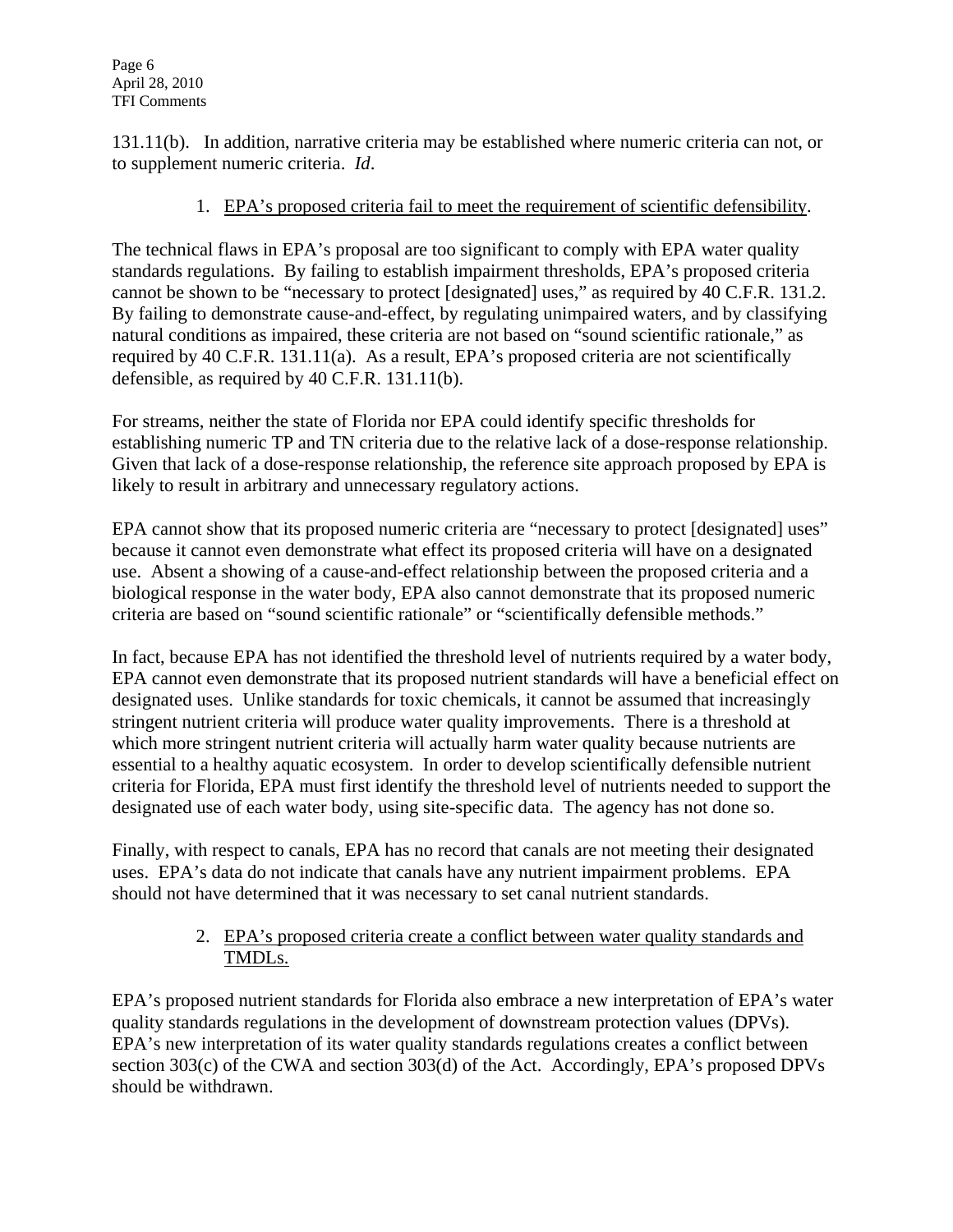131.11(b). In addition, narrative criteria may be established where numeric criteria can not, or to supplement numeric criteria. *Id*.

1. <u>EPA's proposed criteria fail to meet the requirement of scientific defensibility</u>.

The technical flaws in EPA's proposal are too significant to comply with EPA water quality standards regulations. By failing to establish impairment thresholds, EPA's proposed criteria cannot be shown to be "necessary to protect [designated] uses," as required by 40 C.F.R. 131.2. By failing to demonstrate cause-and-effect, by regulating unimpaired waters, and by classifying natural conditions as impaired, these criteria are not based on "sound scientific rationale," as required by 40 C.F.R. 131.11(a). As a result, EPA's proposed criteria are not scientifically defensible, as required by 40 C.F.R. 131.11(b).

For streams, neither the state of Florida nor EPA could identify specific thresholds for establishing numeric TP and TN criteria due to the relative lack of a dose-response relationship. Given that lack of a dose-response relationship, the reference site approach proposed by EPA is likely to result in arbitrary and unnecessary regulatory actions.

EPA cannot show that its proposed numeric criteria are "necessary to protect [designated] uses" because it cannot even demonstrate what effect its proposed criteria will have on a designated use. Absent a showing of a cause-and-effect relationship between the proposed criteria and a biological response in the water body, EPA also cannot demonstrate that its proposed numeric criteria are based on "sound scientific rationale" or "scientifically defensible methods."

In fact, because EPA has not identified the threshold level of nutrients required by a water body, EPA cannot even demonstrate that its proposed nutrient standards will have a beneficial effect on designated uses. Unlike standards for toxic chemicals, it cannot be assumed that increasingly stringent nutrient criteria will produce water quality improvements. There is a threshold at which more stringent nutrient criteria will actually harm water quality because nutrients are essential to a healthy aquatic ecosystem. In order to develop scientifically defensible nutrient criteria for Florida, EPA must first identify the threshold level of nutrients needed to support the designated use of each water body, using site-specific data. The agency has not done so.

Finally, with respect to canals, EPA has no record that canals are not meeting their designated uses. EPA's data do not indicate that canals have any nutrient impairment problems. EPA should not have determined that it was necessary to set canal nutrient standards.

2. <u>EPA's proposed criteria create a conflict between water quality standards and TMDLs.</u>

EPA's proposed nutrient standards for Florida also embrace a new interpretation of EPA's water quality standards regulations in the development of downstream protection values (DPVs). EPA's new interpretation of its water quality standards regulations creates a conflict between section 303(c) of the CWA and section 303(d) of the Act. Accordingly, EPA's proposed DPVs should be withdrawn.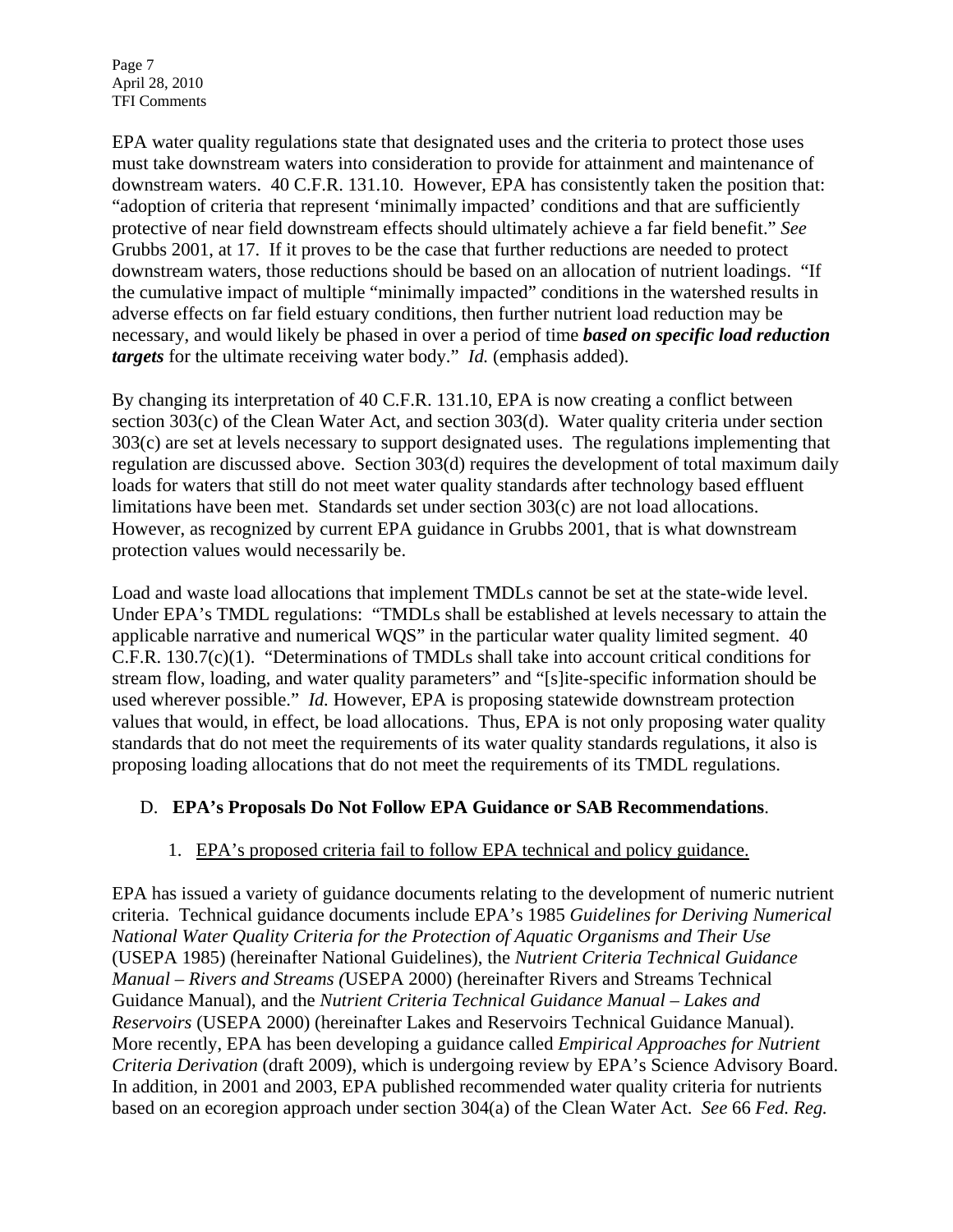EPA water quality regulations state that designated uses and the criteria to protect those uses must take downstream waters into consideration to provide for attainment and maintenance of downstream waters. 40 C.F.R. 131.10. However, EPA has consistently taken the position that: "adoption of criteria that represent 'minimally impacted' conditions and that are sufficiently protective of near field downstream effects should ultimately achieve a far field benefit." *See* Grubbs 2001, at 17. If it proves to be the case that further reductions are needed to protect downstream waters, those reductions should be based on an allocation of nutrient loadings. "If the cumulative impact of multiple "minimally impacted" conditions in the watershed results in adverse effects on far field estuary conditions, then further nutrient load reduction may be necessary, and would likely be phased in over a period of time ***based on specific load reduction targets*** for the ultimate receiving water body." *Id.* (emphasis added).

By changing its interpretation of 40 C.F.R. 131.10, EPA is now creating a conflict between section 303(c) of the Clean Water Act, and section 303(d). Water quality criteria under section 303(c) are set at levels necessary to support designated uses. The regulations implementing that regulation are discussed above. Section 303(d) requires the development of total maximum daily loads for waters that still do not meet water quality standards after technology based effluent limitations have been met. Standards set under section 303(c) are not load allocations. However, as recognized by current EPA guidance in Grubbs 2001, that is what downstream protection values would necessarily be.

Load and waste load allocations that implement TMDLs cannot be set at the state-wide level. Under EPA's TMDL regulations: "TMDLs shall be established at levels necessary to attain the applicable narrative and numerical WQS" in the particular water quality limited segment. 40 C.F.R. 130.7(c)(1). "Determinations of TMDLs shall take into account critical conditions for stream flow, loading, and water quality parameters" and "[s]ite-specific information should be used wherever possible." *Id.* However, EPA is proposing statewide downstream protection values that would, in effect, be load allocations. Thus, EPA is not only proposing water quality standards that do not meet the requirements of its water quality standards regulations, it also is proposing loading allocations that do not meet the requirements of its TMDL regulations.

### D. **EPA's Proposals Do Not Follow EPA Guidance or SAB Recommendations**.

#### 1. EPA's proposed criteria fail to follow EPA technical and policy guidance.

EPA has issued a variety of guidance documents relating to the development of numeric nutrient criteria. Technical guidance documents include EPA's 1985 *Guidelines for Deriving Numerical National Water Quality Criteria for the Protection of Aquatic Organisms and Their Use* (USEPA 1985) (hereinafter National Guidelines), the *Nutrient Criteria Technical Guidance Manual – Rivers and Streams (*USEPA 2000) (hereinafter Rivers and Streams Technical Guidance Manual), and the *Nutrient Criteria Technical Guidance Manual – Lakes and Reservoirs* (USEPA 2000) (hereinafter Lakes and Reservoirs Technical Guidance Manual). More recently, EPA has been developing a guidance called *Empirical Approaches for Nutrient Criteria Derivation* (draft 2009), which is undergoing review by EPA's Science Advisory Board. In addition, in 2001 and 2003, EPA published recommended water quality criteria for nutrients based on an ecoregion approach under section 304(a) of the Clean Water Act. *See* 66 *Fed. Reg.*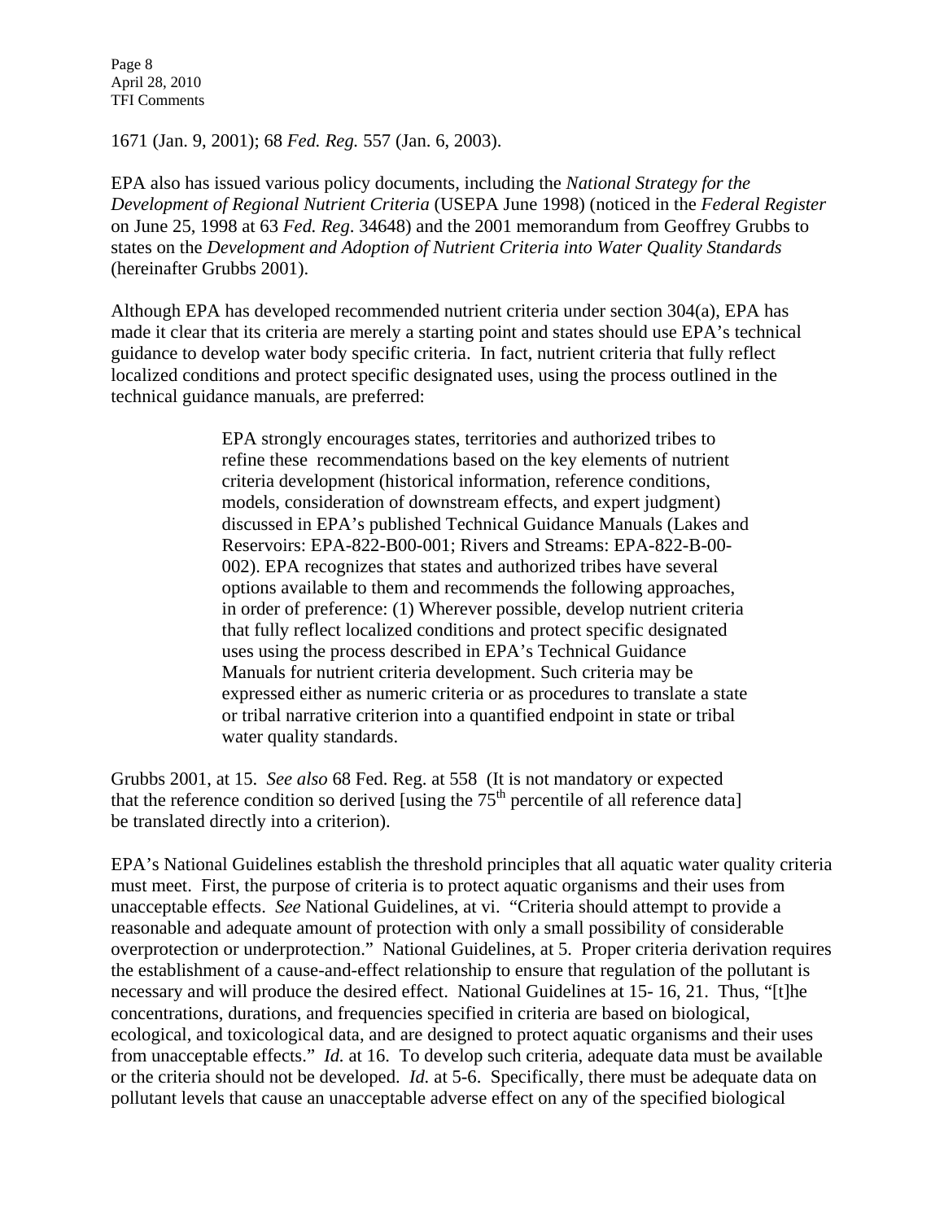1671 (Jan. 9, 2001); 68 *Fed. Reg.* 557 (Jan. 6, 2003).

EPA also has issued various policy documents, including the *National Strategy for the Development of Regional Nutrient Criteria* (USEPA June 1998) (noticed in the *Federal Register* on June 25, 1998 at 63 *Fed. Reg*. 34648) and the 2001 memorandum from Geoffrey Grubbs to states on the *Development and Adoption of Nutrient Criteria into Water Quality Standards* (hereinafter Grubbs 2001).

Although EPA has developed recommended nutrient criteria under section 304(a), EPA has made it clear that its criteria are merely a starting point and states should use EPA's technical guidance to develop water body specific criteria. In fact, nutrient criteria that fully reflect localized conditions and protect specific designated uses, using the process outlined in the technical guidance manuals, are preferred:

> EPA strongly encourages states, territories and authorized tribes to refine these recommendations based on the key elements of nutrient criteria development (historical information, reference conditions, models, consideration of downstream effects, and expert judgment) discussed in EPA's published Technical Guidance Manuals (Lakes and Reservoirs: EPA-822-B00-001; Rivers and Streams: EPA-822-B-00-002). EPA recognizes that states and authorized tribes have several options available to them and recommends the following approaches, in order of preference: (1) Wherever possible, develop nutrient criteria that fully reflect localized conditions and protect specific designated uses using the process described in EPA's Technical Guidance Manuals for nutrient criteria development. Such criteria may be expressed either as numeric criteria or as procedures to translate a state or tribal narrative criterion into a quantified endpoint in state or tribal water quality standards.

Grubbs 2001, at 15. *See also* 68 Fed. Reg. at 558 (It is not mandatory or expected that the reference condition so derived [using the 75th percentile of all reference data] be translated directly into a criterion).

EPA's National Guidelines establish the threshold principles that all aquatic water quality criteria must meet. First, the purpose of criteria is to protect aquatic organisms and their uses from unacceptable effects. *See* National Guidelines, at vi. "Criteria should attempt to provide a reasonable and adequate amount of protection with only a small possibility of considerable overprotection or underprotection." National Guidelines, at 5. Proper criteria derivation requires the establishment of a cause-and-effect relationship to ensure that regulation of the pollutant is necessary and will produce the desired effect. National Guidelines at 15- 16, 21. Thus, "[t]he concentrations, durations, and frequencies specified in criteria are based on biological, ecological, and toxicological data, and are designed to protect aquatic organisms and their uses from unacceptable effects." *Id.* at 16. To develop such criteria, adequate data must be available or the criteria should not be developed. *Id.* at 5-6. Specifically, there must be adequate data on pollutant levels that cause an unacceptable adverse effect on any of the specified biological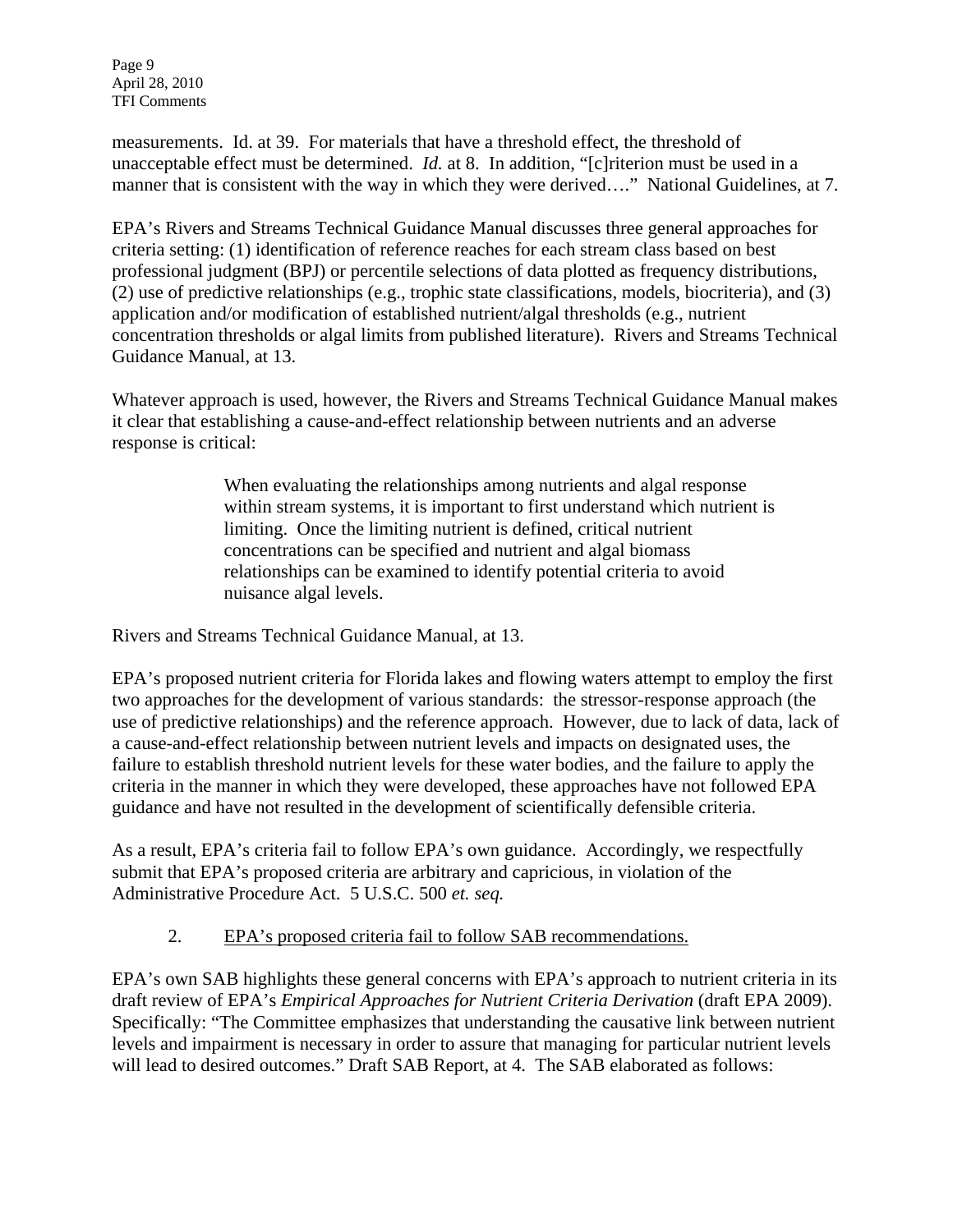measurements. Id. at 39. For materials that have a threshold effect, the threshold of unacceptable effect must be determined. *Id.* at 8. In addition, "[c]riterion must be used in a manner that is consistent with the way in which they were derived…." National Guidelines, at 7.

EPA's Rivers and Streams Technical Guidance Manual discusses three general approaches for criteria setting: (1) identification of reference reaches for each stream class based on best professional judgment (BPJ) or percentile selections of data plotted as frequency distributions, (2) use of predictive relationships (e.g., trophic state classifications, models, biocriteria), and (3) application and/or modification of established nutrient/algal thresholds (e.g., nutrient concentration thresholds or algal limits from published literature). Rivers and Streams Technical Guidance Manual, at 13.

Whatever approach is used, however, the Rivers and Streams Technical Guidance Manual makes it clear that establishing a cause-and-effect relationship between nutrients and an adverse response is critical:

> When evaluating the relationships among nutrients and algal response within stream systems, it is important to first understand which nutrient is limiting. Once the limiting nutrient is defined, critical nutrient concentrations can be specified and nutrient and algal biomass relationships can be examined to identify potential criteria to avoid nuisance algal levels.

Rivers and Streams Technical Guidance Manual, at 13.

EPA's proposed nutrient criteria for Florida lakes and flowing waters attempt to employ the first two approaches for the development of various standards: the stressor-response approach (the use of predictive relationships) and the reference approach. However, due to lack of data, lack of a cause-and-effect relationship between nutrient levels and impacts on designated uses, the failure to establish threshold nutrient levels for these water bodies, and the failure to apply the criteria in the manner in which they were developed, these approaches have not followed EPA guidance and have not resulted in the development of scientifically defensible criteria.

As a result, EPA's criteria fail to follow EPA's own guidance. Accordingly, we respectfully submit that EPA's proposed criteria are arbitrary and capricious, in violation of the Administrative Procedure Act. 5 U.S.C. 500 *et. seq.*

2. <u>EPA's proposed criteria fail to follow SAB recommendations.</u>

EPA's own SAB highlights these general concerns with EPA's approach to nutrient criteria in its draft review of EPA's *Empirical Approaches for Nutrient Criteria Derivation* (draft EPA 2009). Specifically: "The Committee emphasizes that understanding the causative link between nutrient levels and impairment is necessary in order to assure that managing for particular nutrient levels will lead to desired outcomes." Draft SAB Report, at 4. The SAB elaborated as follows: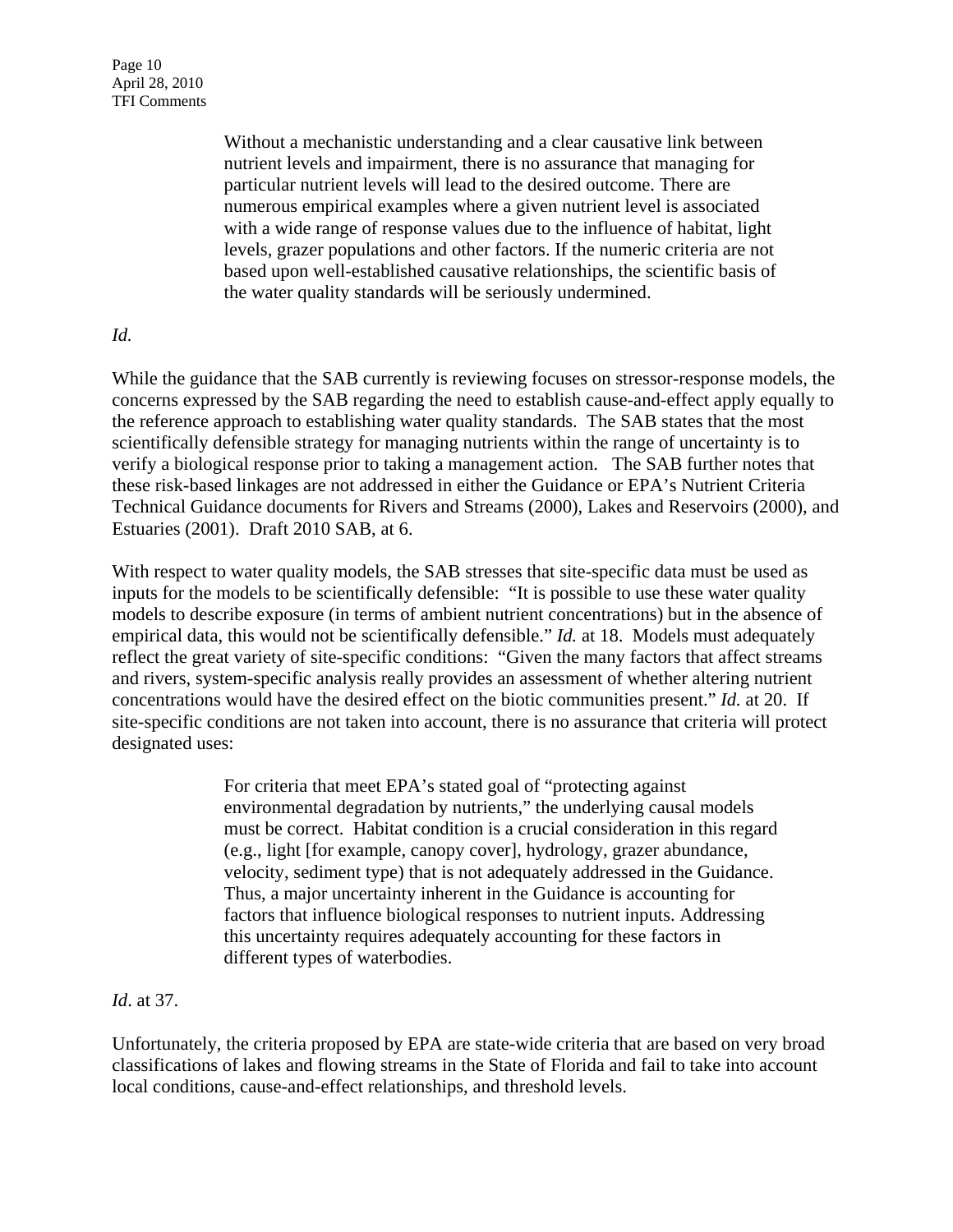> Without a mechanistic understanding and a clear causative link between nutrient levels and impairment, there is no assurance that managing for particular nutrient levels will lead to the desired outcome. There are numerous empirical examples where a given nutrient level is associated with a wide range of response values due to the influence of habitat, light levels, grazer populations and other factors. If the numeric criteria are not based upon well-established causative relationships, the scientific basis of the water quality standards will be seriously undermined.

*Id.*

While the guidance that the SAB currently is reviewing focuses on stressor-response models, the concerns expressed by the SAB regarding the need to establish cause-and-effect apply equally to the reference approach to establishing water quality standards. The SAB states that the most scientifically defensible strategy for managing nutrients within the range of uncertainty is to verify a biological response prior to taking a management action. The SAB further notes that these risk-based linkages are not addressed in either the Guidance or EPA's Nutrient Criteria Technical Guidance documents for Rivers and Streams (2000), Lakes and Reservoirs (2000), and Estuaries (2001). Draft 2010 SAB, at 6.

With respect to water quality models, the SAB stresses that site-specific data must be used as inputs for the models to be scientifically defensible: "It is possible to use these water quality models to describe exposure (in terms of ambient nutrient concentrations) but in the absence of empirical data, this would not be scientifically defensible." *Id.* at 18. Models must adequately reflect the great variety of site-specific conditions: "Given the many factors that affect streams and rivers, system-specific analysis really provides an assessment of whether altering nutrient concentrations would have the desired effect on the biotic communities present." *Id.* at 20. If site-specific conditions are not taken into account, there is no assurance that criteria will protect designated uses:

> For criteria that meet EPA's stated goal of "protecting against environmental degradation by nutrients," the underlying causal models must be correct. Habitat condition is a crucial consideration in this regard (e.g., light [for example, canopy cover], hydrology, grazer abundance, velocity, sediment type) that is not adequately addressed in the Guidance. Thus, a major uncertainty inherent in the Guidance is accounting for factors that influence biological responses to nutrient inputs. Addressing this uncertainty requires adequately accounting for these factors in different types of waterbodies.

*Id*. at 37.

Unfortunately, the criteria proposed by EPA are state-wide criteria that are based on very broad classifications of lakes and flowing streams in the State of Florida and fail to take into account local conditions, cause-and-effect relationships, and threshold levels.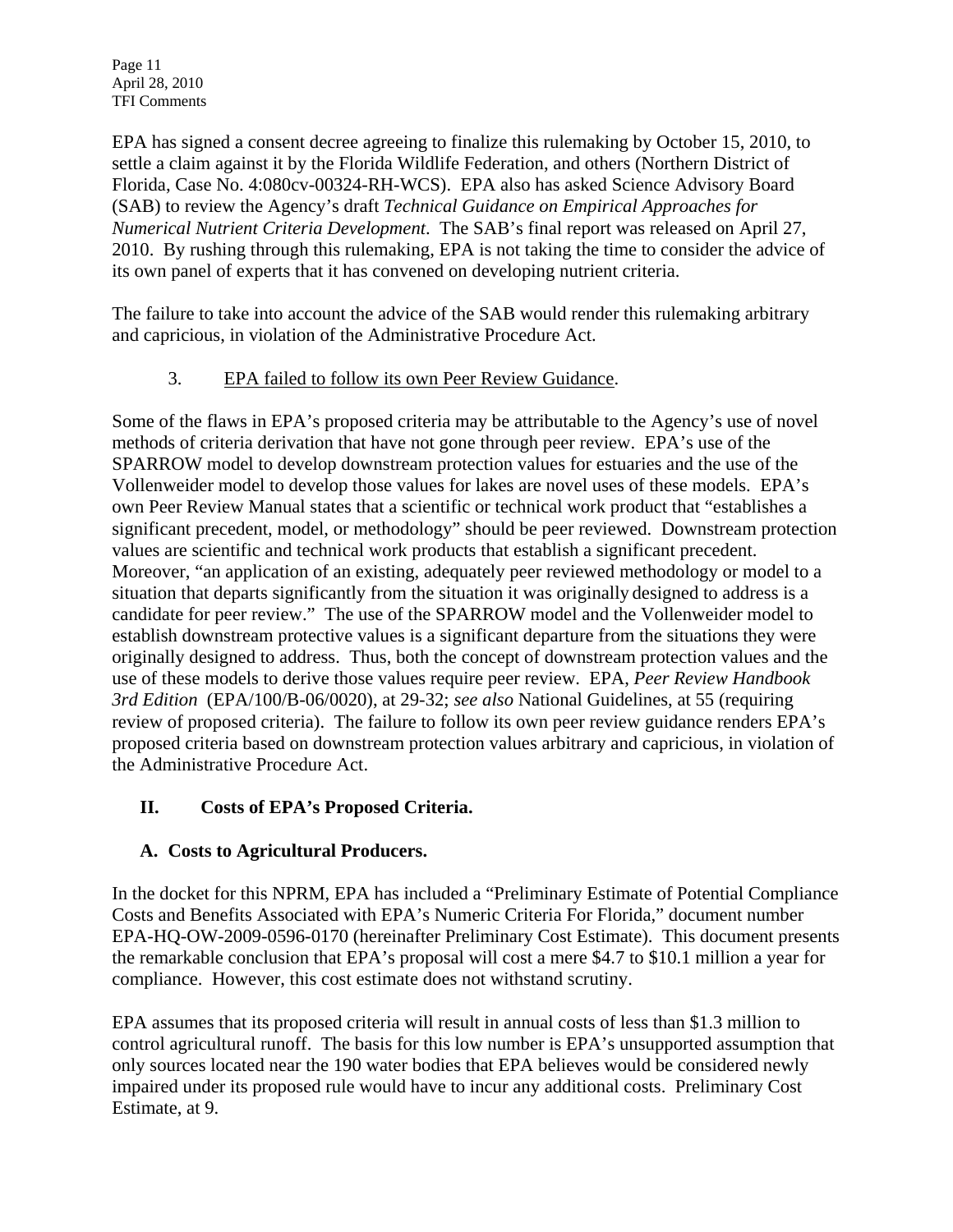EPA has signed a consent decree agreeing to finalize this rulemaking by October 15, 2010, to settle a claim against it by the Florida Wildlife Federation, and others (Northern District of Florida, Case No. 4:080cv-00324-RH-WCS). EPA also has asked Science Advisory Board (SAB) to review the Agency's draft *Technical Guidance on Empirical Approaches for Numerical Nutrient Criteria Development*. The SAB's final report was released on April 27, 2010. By rushing through this rulemaking, EPA is not taking the time to consider the advice of its own panel of experts that it has convened on developing nutrient criteria.

The failure to take into account the advice of the SAB would render this rulemaking arbitrary and capricious, in violation of the Administrative Procedure Act.

3. <u>EPA failed to follow its own Peer Review Guidance</u>.

Some of the flaws in EPA's proposed criteria may be attributable to the Agency's use of novel methods of criteria derivation that have not gone through peer review. EPA's use of the SPARROW model to develop downstream protection values for estuaries and the use of the Vollenweider model to develop those values for lakes are novel uses of these models. EPA's own Peer Review Manual states that a scientific or technical work product that "establishes a significant precedent, model, or methodology" should be peer reviewed. Downstream protection values are scientific and technical work products that establish a significant precedent. Moreover, "an application of an existing, adequately peer reviewed methodology or model to a situation that departs significantly from the situation it was originally designed to address is a candidate for peer review." The use of the SPARROW model and the Vollenweider model to establish downstream protective values is a significant departure from the situations they were originally designed to address. Thus, both the concept of downstream protection values and the use of these models to derive those values require peer review. EPA, *Peer Review Handbook 3rd Edition* (EPA/100/B-06/0020), at 29-32; *see also* National Guidelines, at 55 (requiring review of proposed criteria). The failure to follow its own peer review guidance renders EPA's proposed criteria based on downstream protection values arbitrary and capricious, in violation of the Administrative Procedure Act.

## II. Costs of EPA's Proposed Criteria.

### A. Costs to Agricultural Producers.

In the docket for this NPRM, EPA has included a "Preliminary Estimate of Potential Compliance Costs and Benefits Associated with EPA's Numeric Criteria For Florida," document number EPA-HQ-OW-2009-0596-0170 (hereinafter Preliminary Cost Estimate). This document presents the remarkable conclusion that EPA's proposal will cost a mere $4.7 to $10.1 million a year for compliance. However, this cost estimate does not withstand scrutiny.

EPA assumes that its proposed criteria will result in annual costs of less than $1.3 million to control agricultural runoff. The basis for this low number is EPA's unsupported assumption that only sources located near the 190 water bodies that EPA believes would be considered newly impaired under its proposed rule would have to incur any additional costs. Preliminary Cost Estimate, at 9.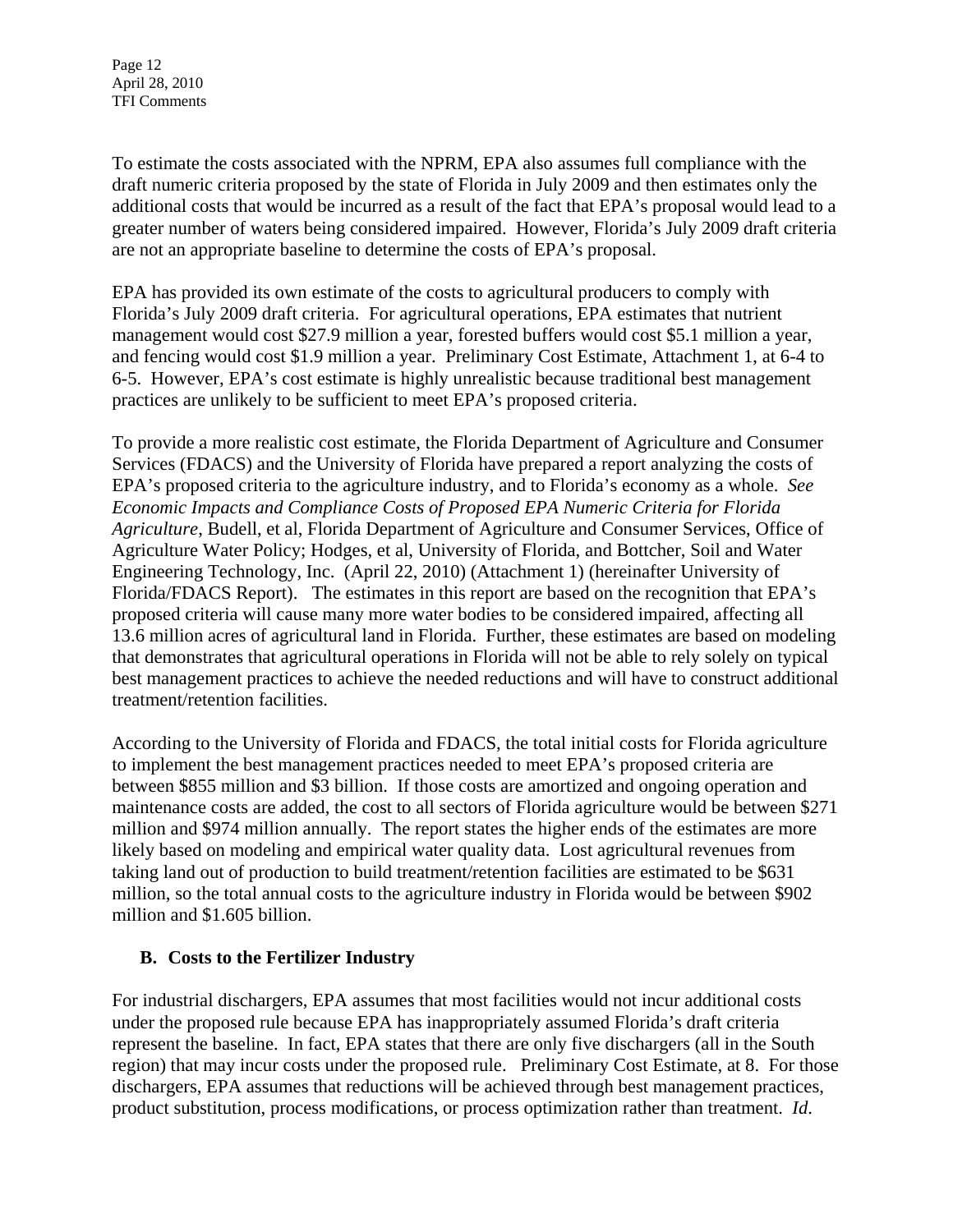To estimate the costs associated with the NPRM, EPA also assumes full compliance with the draft numeric criteria proposed by the state of Florida in July 2009 and then estimates only the additional costs that would be incurred as a result of the fact that EPA's proposal would lead to a greater number of waters being considered impaired. However, Florida's July 2009 draft criteria are not an appropriate baseline to determine the costs of EPA's proposal.

EPA has provided its own estimate of the costs to agricultural producers to comply with Florida's July 2009 draft criteria. For agricultural operations, EPA estimates that nutrient management would cost $27.9 million a year, forested buffers would cost $5.1 million a year, and fencing would cost $1.9 million a year. Preliminary Cost Estimate, Attachment 1, at 6-4 to 6-5. However, EPA's cost estimate is highly unrealistic because traditional best management practices are unlikely to be sufficient to meet EPA's proposed criteria.

To provide a more realistic cost estimate, the Florida Department of Agriculture and Consumer Services (FDACS) and the University of Florida have prepared a report analyzing the costs of EPA's proposed criteria to the agriculture industry, and to Florida's economy as a whole. *See Economic Impacts and Compliance Costs of Proposed EPA Numeric Criteria for Florida Agriculture*, Budell, et al, Florida Department of Agriculture and Consumer Services, Office of Agriculture Water Policy; Hodges, et al, University of Florida, and Bottcher, Soil and Water Engineering Technology, Inc. (April 22, 2010) (Attachment 1) (hereinafter University of Florida/FDACS Report). The estimates in this report are based on the recognition that EPA's proposed criteria will cause many more water bodies to be considered impaired, affecting all 13.6 million acres of agricultural land in Florida. Further, these estimates are based on modeling that demonstrates that agricultural operations in Florida will not be able to rely solely on typical best management practices to achieve the needed reductions and will have to construct additional treatment/retention facilities.

According to the University of Florida and FDACS, the total initial costs for Florida agriculture to implement the best management practices needed to meet EPA's proposed criteria are between $855 million and $3 billion. If those costs are amortized and ongoing operation and maintenance costs are added, the cost to all sectors of Florida agriculture would be between $271 million and $974 million annually. The report states the higher ends of the estimates are more likely based on modeling and empirical water quality data. Lost agricultural revenues from taking land out of production to build treatment/retention facilities are estimated to be $631 million, so the total annual costs to the agriculture industry in Florida would be between $902 million and $1.605 billion.

## B. Costs to the Fertilizer Industry

For industrial dischargers, EPA assumes that most facilities would not incur additional costs under the proposed rule because EPA has inappropriately assumed Florida's draft criteria represent the baseline. In fact, EPA states that there are only five dischargers (all in the South region) that may incur costs under the proposed rule. Preliminary Cost Estimate, at 8. For those dischargers, EPA assumes that reductions will be achieved through best management practices, product substitution, process modifications, or process optimization rather than treatment. *Id.*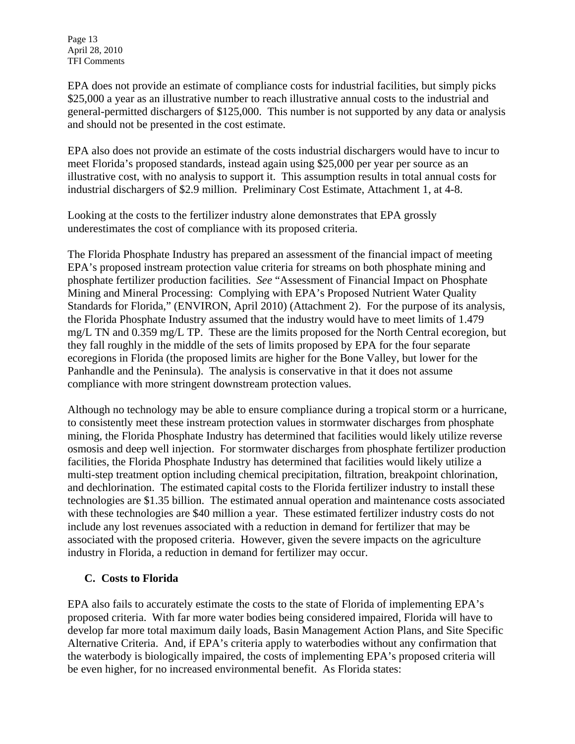EPA does not provide an estimate of compliance costs for industrial facilities, but simply picks \$25,000 a year as an illustrative number to reach illustrative annual costs to the industrial and general-permitted dischargers of \$125,000. This number is not supported by any data or analysis and should not be presented in the cost estimate.

EPA also does not provide an estimate of the costs industrial dischargers would have to incur to meet Florida's proposed standards, instead again using \$25,000 per year per source as an illustrative cost, with no analysis to support it. This assumption results in total annual costs for industrial dischargers of \$2.9 million. Preliminary Cost Estimate, Attachment 1, at 4-8.

Looking at the costs to the fertilizer industry alone demonstrates that EPA grossly underestimates the cost of compliance with its proposed criteria.

The Florida Phosphate Industry has prepared an assessment of the financial impact of meeting EPA's proposed instream protection value criteria for streams on both phosphate mining and phosphate fertilizer production facilities. *See* "Assessment of Financial Impact on Phosphate Mining and Mineral Processing: Complying with EPA's Proposed Nutrient Water Quality Standards for Florida," (ENVIRON, April 2010) (Attachment 2). For the purpose of its analysis, the Florida Phosphate Industry assumed that the industry would have to meet limits of 1.479 mg/L TN and 0.359 mg/L TP. These are the limits proposed for the North Central ecoregion, but they fall roughly in the middle of the sets of limits proposed by EPA for the four separate ecoregions in Florida (the proposed limits are higher for the Bone Valley, but lower for the Panhandle and the Peninsula). The analysis is conservative in that it does not assume compliance with more stringent downstream protection values.

Although no technology may be able to ensure compliance during a tropical storm or a hurricane, to consistently meet these instream protection values in stormwater discharges from phosphate mining, the Florida Phosphate Industry has determined that facilities would likely utilize reverse osmosis and deep well injection. For stormwater discharges from phosphate fertilizer production facilities, the Florida Phosphate Industry has determined that facilities would likely utilize a multi-step treatment option including chemical precipitation, filtration, breakpoint chlorination, and dechlorination. The estimated capital costs to the Florida fertilizer industry to install these technologies are \$1.35 billion. The estimated annual operation and maintenance costs associated with these technologies are \$40 million a year. These estimated fertilizer industry costs do not include any lost revenues associated with a reduction in demand for fertilizer that may be associated with the proposed criteria. However, given the severe impacts on the agriculture industry in Florida, a reduction in demand for fertilizer may occur.

### C. Costs to Florida

EPA also fails to accurately estimate the costs to the state of Florida of implementing EPA's proposed criteria. With far more water bodies being considered impaired, Florida will have to develop far more total maximum daily loads, Basin Management Action Plans, and Site Specific Alternative Criteria. And, if EPA's criteria apply to waterbodies without any confirmation that the waterbody is biologically impaired, the costs of implementing EPA's proposed criteria will be even higher, for no increased environmental benefit. As Florida states: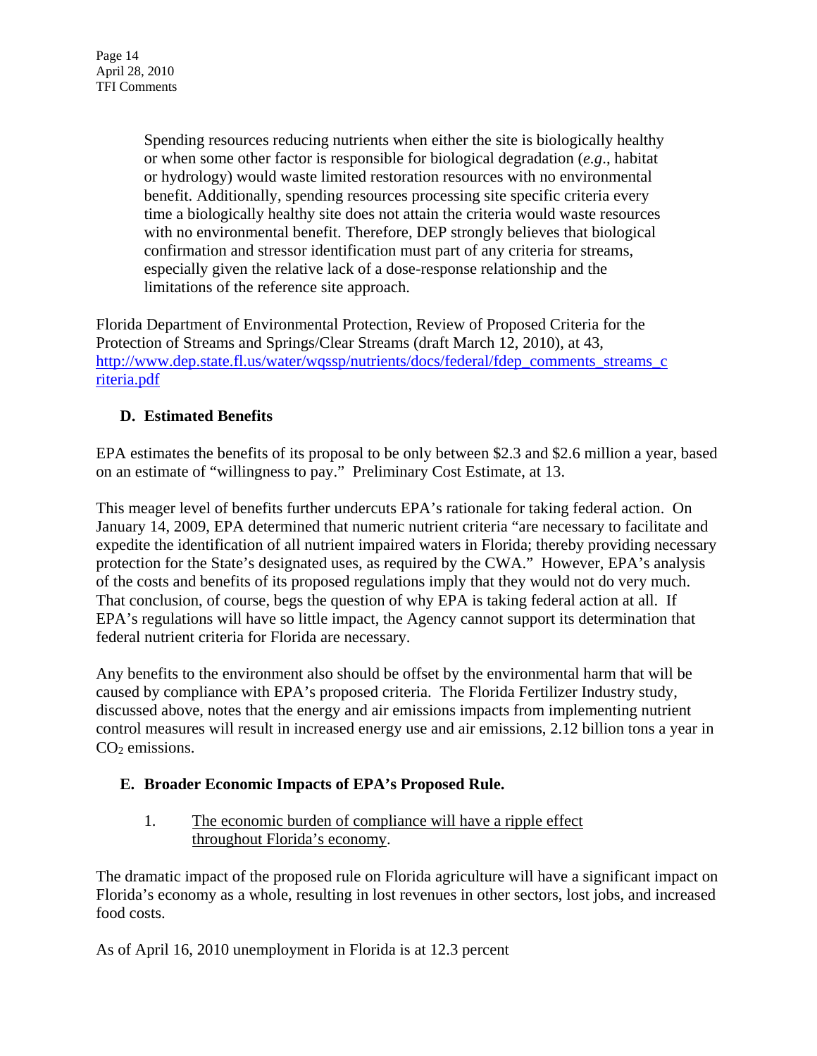> Spending resources reducing nutrients when either the site is biologically healthy or when some other factor is responsible for biological degradation (*e.g*., habitat or hydrology) would waste limited restoration resources with no environmental benefit. Additionally, spending resources processing site specific criteria every time a biologically healthy site does not attain the criteria would waste resources with no environmental benefit. Therefore, DEP strongly believes that biological confirmation and stressor identification must part of any criteria for streams, especially given the relative lack of a dose-response relationship and the limitations of the reference site approach.

Florida Department of Environmental Protection, Review of Proposed Criteria for the Protection of Streams and Springs/Clear Streams (draft March 12, 2010), at 43, http://www.dep.state.fl.us/water/wqssp/nutrients/docs/federal/fdep_comments_streams_criteria.pdf

### D. Estimated Benefits

EPA estimates the benefits of its proposal to be only between $2.3 and $2.6 million a year, based on an estimate of "willingness to pay." Preliminary Cost Estimate, at 13.

This meager level of benefits further undercuts EPA's rationale for taking federal action. On January 14, 2009, EPA determined that numeric nutrient criteria "are necessary to facilitate and expedite the identification of all nutrient impaired waters in Florida; thereby providing necessary protection for the State's designated uses, as required by the CWA." However, EPA's analysis of the costs and benefits of its proposed regulations imply that they would not do very much. That conclusion, of course, begs the question of why EPA is taking federal action at all. If EPA's regulations will have so little impact, the Agency cannot support its determination that federal nutrient criteria for Florida are necessary.

Any benefits to the environment also should be offset by the environmental harm that will be caused by compliance with EPA's proposed criteria. The Florida Fertilizer Industry study, discussed above, notes that the energy and air emissions impacts from implementing nutrient control measures will result in increased energy use and air emissions, 2.12 billion tons a year in $CO_2$ emissions.

### E. Broader Economic Impacts of EPA's Proposed Rule.

1. <u>The economic burden of compliance will have a ripple effect throughout Florida's economy</u>.

The dramatic impact of the proposed rule on Florida agriculture will have a significant impact on Florida's economy as a whole, resulting in lost revenues in other sectors, lost jobs, and increased food costs.

As of April 16, 2010 unemployment in Florida is at 12.3 percent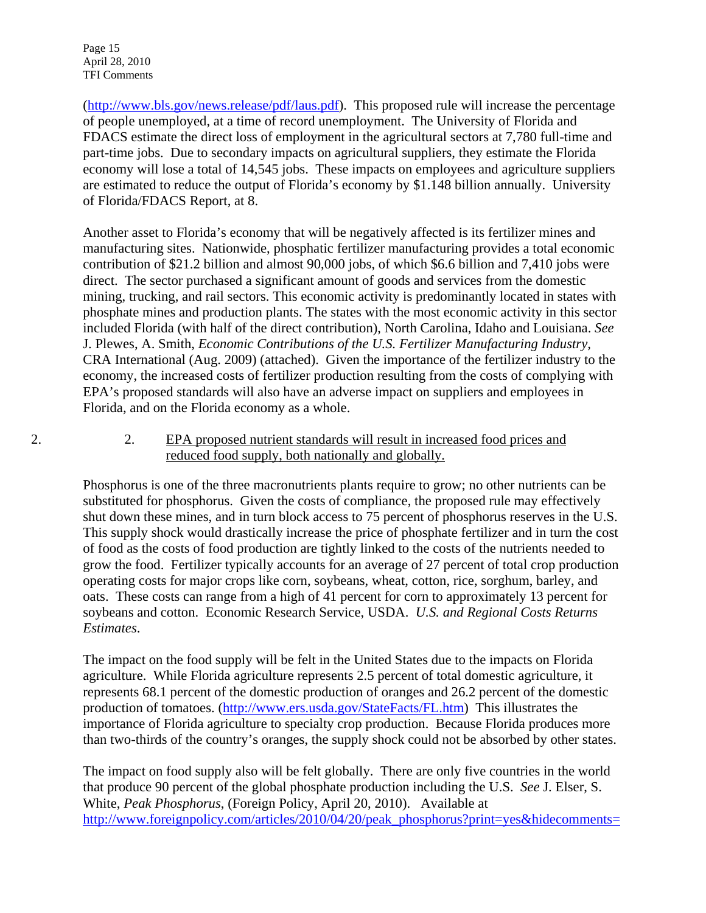(http://www.bls.gov/news.release/pdf/laus.pdf). This proposed rule will increase the percentage of people unemployed, at a time of record unemployment. The University of Florida and FDACS estimate the direct loss of employment in the agricultural sectors at 7,780 full-time and part-time jobs. Due to secondary impacts on agricultural suppliers, they estimate the Florida economy will lose a total of 14,545 jobs. These impacts on employees and agriculture suppliers are estimated to reduce the output of Florida's economy by $1.148 billion annually. University of Florida/FDACS Report, at 8.

Another asset to Florida's economy that will be negatively affected is its fertilizer mines and manufacturing sites. Nationwide, phosphatic fertilizer manufacturing provides a total economic contribution of $21.2 billion and almost 90,000 jobs, of which $6.6 billion and 7,410 jobs were direct. The sector purchased a significant amount of goods and services from the domestic mining, trucking, and rail sectors. This economic activity is predominantly located in states with phosphate mines and production plants. The states with the most economic activity in this sector included Florida (with half of the direct contribution), North Carolina, Idaho and Louisiana. *See* J. Plewes, A. Smith, *Economic Contributions of the U.S. Fertilizer Manufacturing Industry*, CRA International (Aug. 2009) (attached). Given the importance of the fertilizer industry to the economy, the increased costs of fertilizer production resulting from the costs of complying with EPA's proposed standards will also have an adverse impact on suppliers and employees in Florida, and on the Florida economy as a whole.

2. 2. EPA proposed nutrient standards will result in increased food prices and reduced food supply, both nationally and globally.

Phosphorus is one of the three macronutrients plants require to grow; no other nutrients can be substituted for phosphorus. Given the costs of compliance, the proposed rule may effectively shut down these mines, and in turn block access to 75 percent of phosphorus reserves in the U.S. This supply shock would drastically increase the price of phosphate fertilizer and in turn the cost of food as the costs of food production are tightly linked to the costs of the nutrients needed to grow the food. Fertilizer typically accounts for an average of 27 percent of total crop production operating costs for major crops like corn, soybeans, wheat, cotton, rice, sorghum, barley, and oats. These costs can range from a high of 41 percent for corn to approximately 13 percent for soybeans and cotton. Economic Research Service, USDA. *U.S. and Regional Costs Returns Estimates*.

The impact on the food supply will be felt in the United States due to the impacts on Florida agriculture. While Florida agriculture represents 2.5 percent of total domestic agriculture, it represents 68.1 percent of the domestic production of oranges and 26.2 percent of the domestic production of tomatoes. (http://www.ers.usda.gov/StateFacts/FL.htm) This illustrates the importance of Florida agriculture to specialty crop production. Because Florida produces more than two-thirds of the country's oranges, the supply shock could not be absorbed by other states.

The impact on food supply also will be felt globally. There are only five countries in the world that produce 90 percent of the global phosphate production including the U.S. *See* J. Elser, S. White, *Peak Phosphorus*, (Foreign Policy, April 20, 2010). Available at http://www.foreignpolicy.com/articles/2010/04/20/peak_phosphorus?print=yes&hidecomments=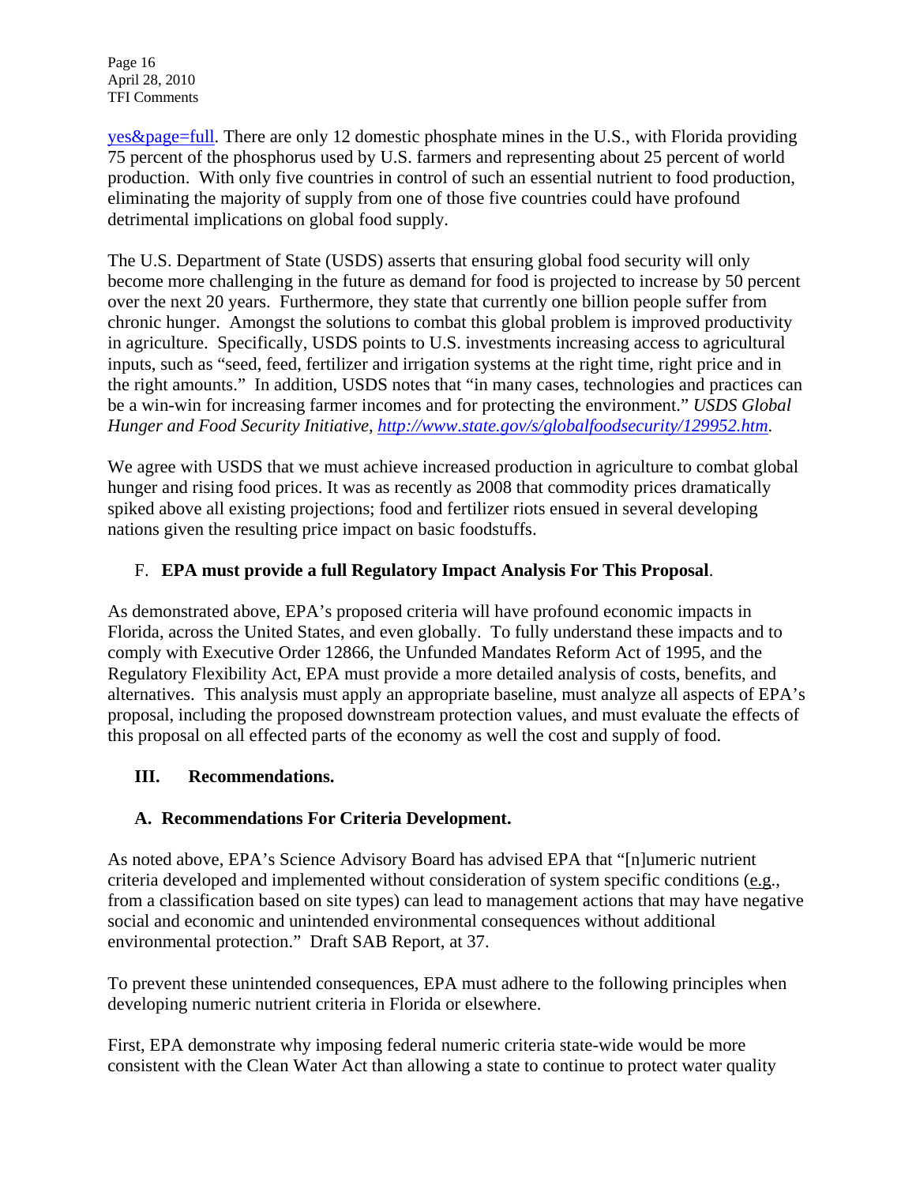yes&page=full. There are only 12 domestic phosphate mines in the U.S., with Florida providing 75 percent of the phosphorus used by U.S. farmers and representing about 25 percent of world production. With only five countries in control of such an essential nutrient to food production, eliminating the majority of supply from one of those five countries could have profound detrimental implications on global food supply.

The U.S. Department of State (USDS) asserts that ensuring global food security will only become more challenging in the future as demand for food is projected to increase by 50 percent over the next 20 years. Furthermore, they state that currently one billion people suffer from chronic hunger. Amongst the solutions to combat this global problem is improved productivity in agriculture. Specifically, USDS points to U.S. investments increasing access to agricultural inputs, such as "seed, feed, fertilizer and irrigation systems at the right time, right price and in the right amounts." In addition, USDS notes that "in many cases, technologies and practices can be a win-win for increasing farmer incomes and for protecting the environment." *USDS Global Hunger and Food Security Initiative, http://www.state.gov/s/globalfoodsecurity/129952.htm*.

We agree with USDS that we must achieve increased production in agriculture to combat global hunger and rising food prices. It was as recently as 2008 that commodity prices dramatically spiked above all existing projections; food and fertilizer riots ensued in several developing nations given the resulting price impact on basic foodstuffs.

F. **EPA must provide a full Regulatory Impact Analysis For This Proposal**.

As demonstrated above, EPA's proposed criteria will have profound economic impacts in Florida, across the United States, and even globally. To fully understand these impacts and to comply with Executive Order 12866, the Unfunded Mandates Reform Act of 1995, and the Regulatory Flexibility Act, EPA must provide a more detailed analysis of costs, benefits, and alternatives. This analysis must apply an appropriate baseline, must analyze all aspects of EPA's proposal, including the proposed downstream protection values, and must evaluate the effects of this proposal on all effected parts of the economy as well the cost and supply of food.

## III. Recommendations.

### A. Recommendations For Criteria Development.

As noted above, EPA's Science Advisory Board has advised EPA that "[n]umeric nutrient criteria developed and implemented without consideration of system specific conditions (e.g., from a classification based on site types) can lead to management actions that may have negative social and economic and unintended environmental consequences without additional environmental protection." Draft SAB Report, at 37.

To prevent these unintended consequences, EPA must adhere to the following principles when developing numeric nutrient criteria in Florida or elsewhere.

First, EPA demonstrate why imposing federal numeric criteria state-wide would be more consistent with the Clean Water Act than allowing a state to continue to protect water quality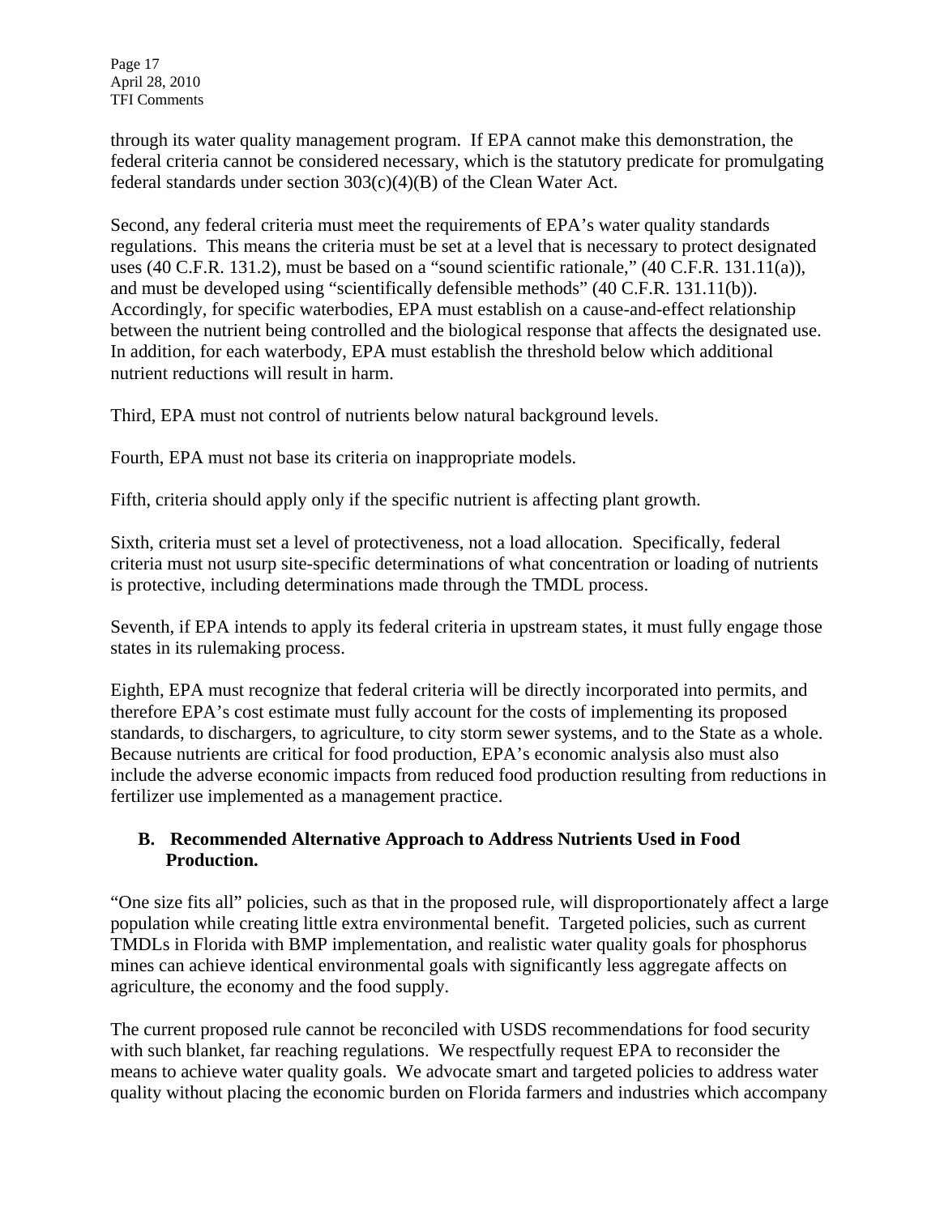through its water quality management program. If EPA cannot make this demonstration, the federal criteria cannot be considered necessary, which is the statutory predicate for promulgating federal standards under section 303(c)(4)(B) of the Clean Water Act.

Second, any federal criteria must meet the requirements of EPA's water quality standards regulations. This means the criteria must be set at a level that is necessary to protect designated uses (40 C.F.R. 131.2), must be based on a "sound scientific rationale," (40 C.F.R. 131.11(a)), and must be developed using "scientifically defensible methods" (40 C.F.R. 131.11(b)). Accordingly, for specific waterbodies, EPA must establish on a cause-and-effect relationship between the nutrient being controlled and the biological response that affects the designated use. In addition, for each waterbody, EPA must establish the threshold below which additional nutrient reductions will result in harm.

Third, EPA must not control of nutrients below natural background levels.

Fourth, EPA must not base its criteria on inappropriate models.

Fifth, criteria should apply only if the specific nutrient is affecting plant growth.

Sixth, criteria must set a level of protectiveness, not a load allocation. Specifically, federal criteria must not usurp site-specific determinations of what concentration or loading of nutrients is protective, including determinations made through the TMDL process.

Seventh, if EPA intends to apply its federal criteria in upstream states, it must fully engage those states in its rulemaking process.

Eighth, EPA must recognize that federal criteria will be directly incorporated into permits, and therefore EPA's cost estimate must fully account for the costs of implementing its proposed standards, to dischargers, to agriculture, to city storm sewer systems, and to the State as a whole. Because nutrients are critical for food production, EPA's economic analysis also must also include the adverse economic impacts from reduced food production resulting from reductions in fertilizer use implemented as a management practice.

### B. Recommended Alternative Approach to Address Nutrients Used in Food Production.

"One size fits all" policies, such as that in the proposed rule, will disproportionately affect a large population while creating little extra environmental benefit. Targeted policies, such as current TMDLs in Florida with BMP implementation, and realistic water quality goals for phosphorus mines can achieve identical environmental goals with significantly less aggregate affects on agriculture, the economy and the food supply.

The current proposed rule cannot be reconciled with USDS recommendations for food security with such blanket, far reaching regulations. We respectfully request EPA to reconsider the means to achieve water quality goals. We advocate smart and targeted policies to address water quality without placing the economic burden on Florida farmers and industries which accompany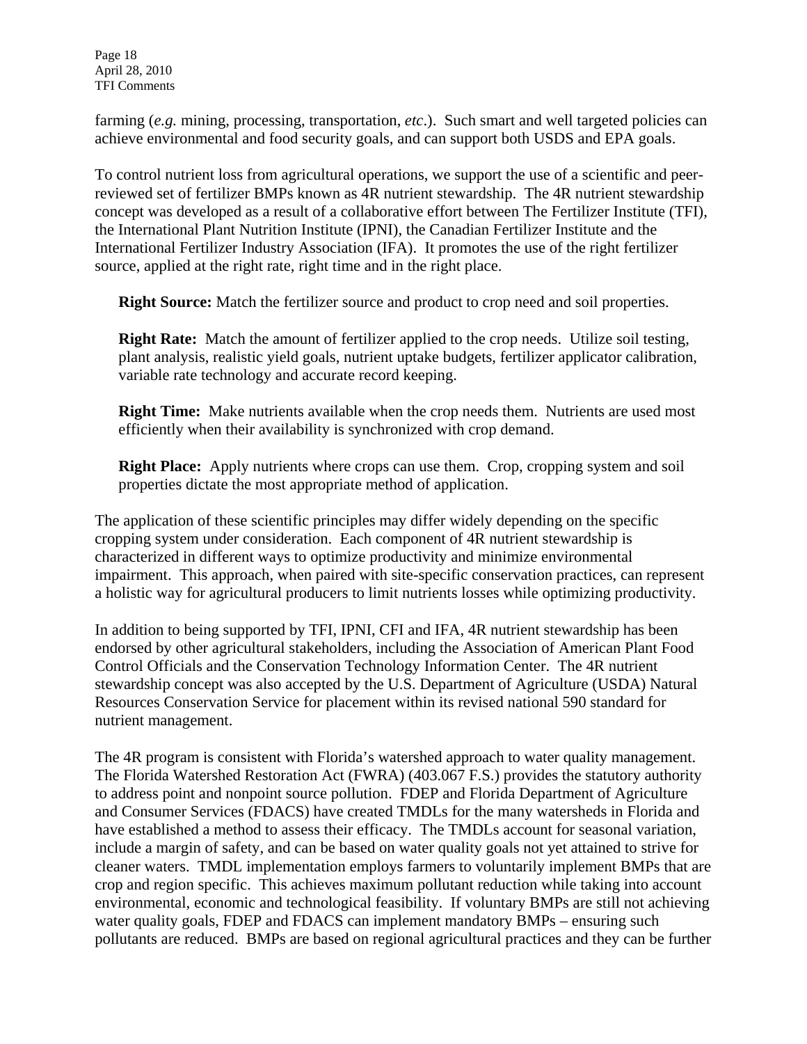farming (*e.g.* mining, processing, transportation, *etc*.). Such smart and well targeted policies can achieve environmental and food security goals, and can support both USDS and EPA goals.

To control nutrient loss from agricultural operations, we support the use of a scientific and peer-reviewed set of fertilizer BMPs known as 4R nutrient stewardship. The 4R nutrient stewardship concept was developed as a result of a collaborative effort between The Fertilizer Institute (TFI), the International Plant Nutrition Institute (IPNI), the Canadian Fertilizer Institute and the International Fertilizer Industry Association (IFA). It promotes the use of the right fertilizer source, applied at the right rate, right time and in the right place.

> **Right Source:** Match the fertilizer source and product to crop need and soil properties.
>
> **Right Rate:** Match the amount of fertilizer applied to the crop needs. Utilize soil testing, plant analysis, realistic yield goals, nutrient uptake budgets, fertilizer applicator calibration, variable rate technology and accurate record keeping.
>
> **Right Time:** Make nutrients available when the crop needs them. Nutrients are used most efficiently when their availability is synchronized with crop demand.
>
> **Right Place:** Apply nutrients where crops can use them. Crop, cropping system and soil properties dictate the most appropriate method of application.

The application of these scientific principles may differ widely depending on the specific cropping system under consideration. Each component of 4R nutrient stewardship is characterized in different ways to optimize productivity and minimize environmental impairment. This approach, when paired with site-specific conservation practices, can represent a holistic way for agricultural producers to limit nutrients losses while optimizing productivity.

In addition to being supported by TFI, IPNI, CFI and IFA, 4R nutrient stewardship has been endorsed by other agricultural stakeholders, including the Association of American Plant Food Control Officials and the Conservation Technology Information Center. The 4R nutrient stewardship concept was also accepted by the U.S. Department of Agriculture (USDA) Natural Resources Conservation Service for placement within its revised national 590 standard for nutrient management.

The 4R program is consistent with Florida's watershed approach to water quality management. The Florida Watershed Restoration Act (FWRA) (403.067 F.S.) provides the statutory authority to address point and nonpoint source pollution. FDEP and Florida Department of Agriculture and Consumer Services (FDACS) have created TMDLs for the many watersheds in Florida and have established a method to assess their efficacy. The TMDLs account for seasonal variation, include a margin of safety, and can be based on water quality goals not yet attained to strive for cleaner waters. TMDL implementation employs farmers to voluntarily implement BMPs that are crop and region specific. This achieves maximum pollutant reduction while taking into account environmental, economic and technological feasibility. If voluntary BMPs are still not achieving water quality goals, FDEP and FDACS can implement mandatory BMPs – ensuring such pollutants are reduced. BMPs are based on regional agricultural practices and they can be further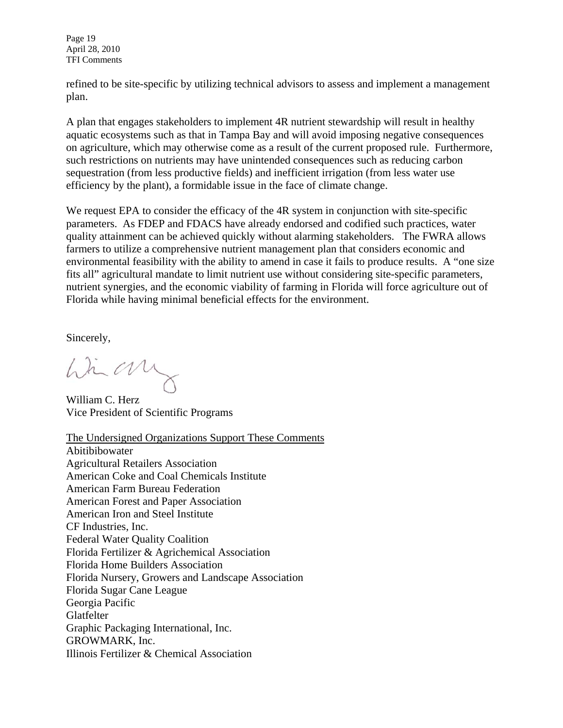refined to be site-specific by utilizing technical advisors to assess and implement a management plan.

A plan that engages stakeholders to implement 4R nutrient stewardship will result in healthy aquatic ecosystems such as that in Tampa Bay and will avoid imposing negative consequences on agriculture, which may otherwise come as a result of the current proposed rule. Furthermore, such restrictions on nutrients may have unintended consequences such as reducing carbon sequestration (from less productive fields) and inefficient irrigation (from less water use efficiency by the plant), a formidable issue in the face of climate change.

We request EPA to consider the efficacy of the 4R system in conjunction with site-specific parameters. As FDEP and FDACS have already endorsed and codified such practices, water quality attainment can be achieved quickly without alarming stakeholders. The FWRA allows farmers to utilize a comprehensive nutrient management plan that considers economic and environmental feasibility with the ability to amend in case it fails to produce results. A "one size fits all" agricultural mandate to limit nutrient use without considering site-specific parameters, nutrient synergies, and the economic viability of farming in Florida will force agriculture out of Florida while having minimal beneficial effects for the environment.

Sincerely,

William C. Herz
Vice President of Scientific Programs

The Undersigned Organizations Support These Comments

Abitibibowater
Agricultural Retailers Association
American Coke and Coal Chemicals Institute
American Farm Bureau Federation
American Forest and Paper Association
American Iron and Steel Institute
CF Industries, Inc.
Federal Water Quality Coalition
Florida Fertilizer & Agrichemical Association
Florida Home Builders Association
Florida Nursery, Growers and Landscape Association
Florida Sugar Cane League
Georgia Pacific
Glatfelter
Graphic Packaging International, Inc.
GROWMARK, Inc.
Illinois Fertilizer & Chemical Association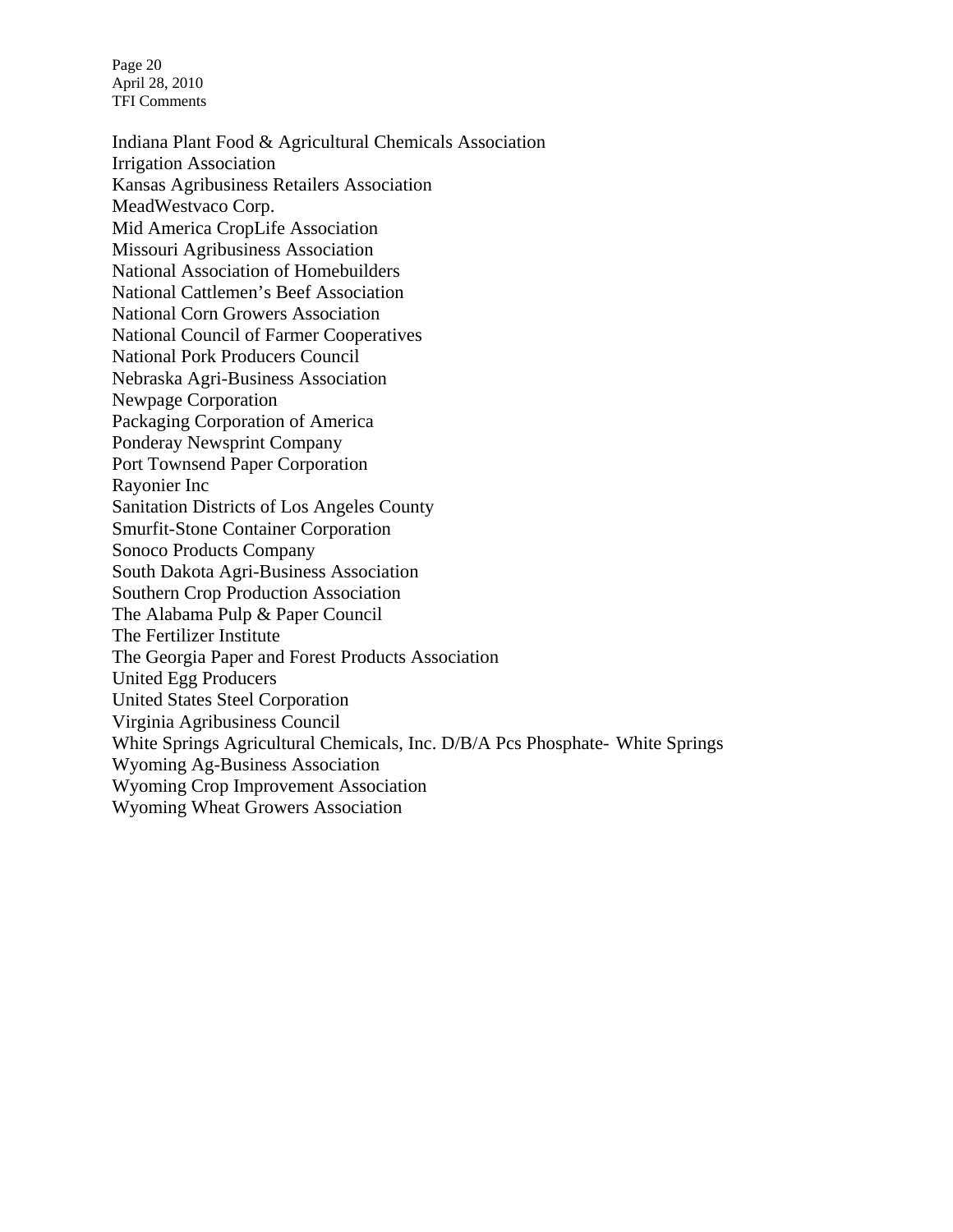Indiana Plant Food & Agricultural Chemicals Association
Irrigation Association
Kansas Agribusiness Retailers Association
MeadWestvaco Corp.
Mid America CropLife Association
Missouri Agribusiness Association
National Association of Homebuilders
National Cattlemen's Beef Association
National Corn Growers Association
National Council of Farmer Cooperatives
National Pork Producers Council
Nebraska Agri-Business Association
Newpage Corporation
Packaging Corporation of America
Ponderay Newsprint Company
Port Townsend Paper Corporation
Rayonier Inc
Sanitation Districts of Los Angeles County
Smurfit-Stone Container Corporation
Sonoco Products Company
South Dakota Agri-Business Association
Southern Crop Production Association
The Alabama Pulp & Paper Council
The Fertilizer Institute
The Georgia Paper and Forest Products Association
United Egg Producers
United States Steel Corporation
Virginia Agribusiness Council
White Springs Agricultural Chemicals, Inc. D/B/A Pcs Phosphate- White Springs
Wyoming Ag-Business Association
Wyoming Crop Improvement Association
Wyoming Wheat Growers Association